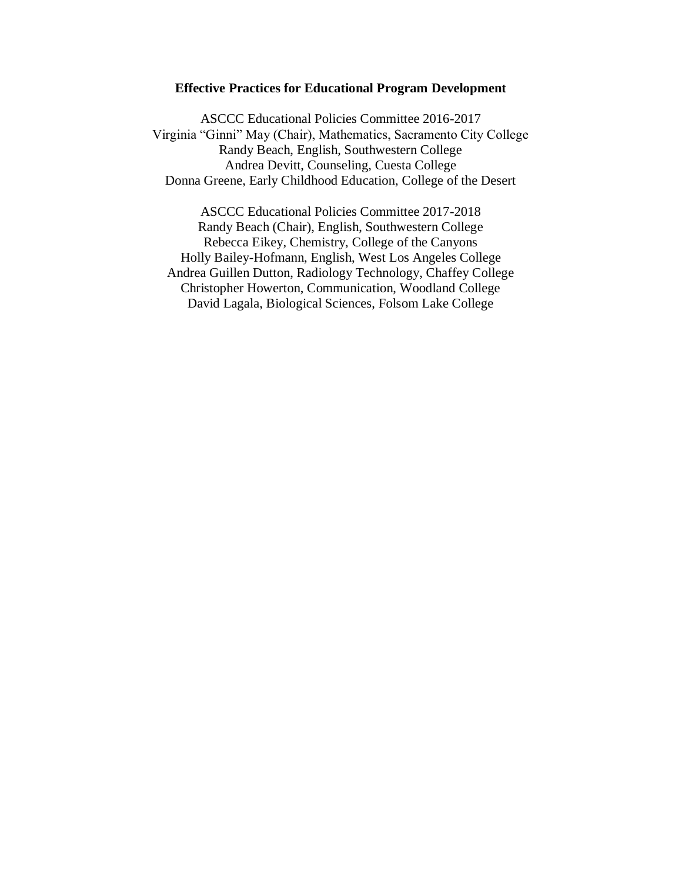# Effective Practices for Educational Program Development

ASCCC Educational Policies Committee 2016-2017
Virginia "Ginni" May (Chair), Mathematics, Sacramento City College
Randy Beach, English, Southwestern College
Andrea Devitt, Counseling, Cuesta College
Donna Greene, Early Childhood Education, College of the Desert

ASCCC Educational Policies Committee 2017-2018
Randy Beach (Chair), English, Southwestern College
Rebecca Eikey, Chemistry, College of the Canyons
Holly Bailey-Hofmann, English, West Los Angeles College
Andrea Guillen Dutton, Radiology Technology, Chaffey College
Christopher Howerton, Communication, Woodland College
David Lagala, Biological Sciences, Folsom Lake College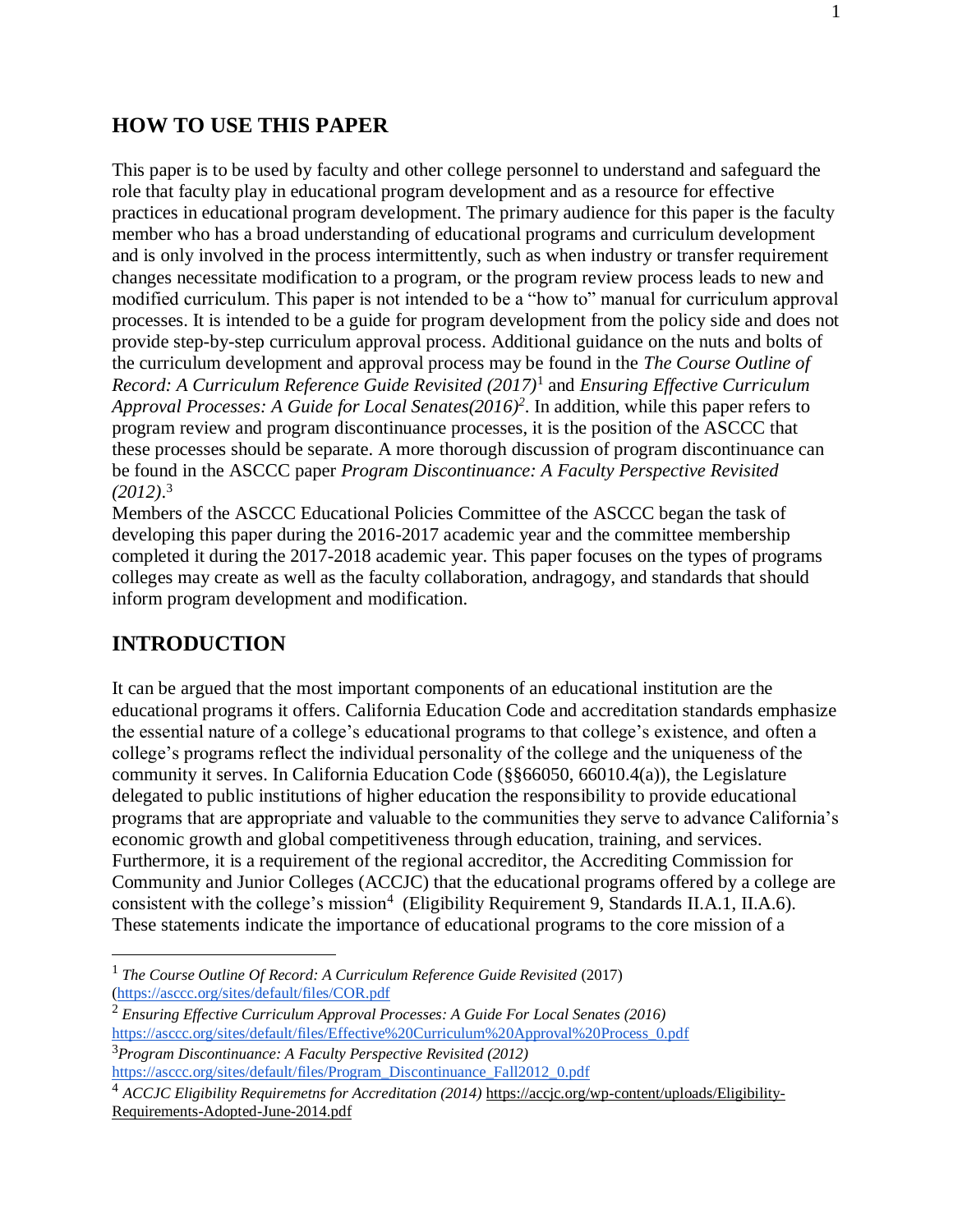## HOW TO USE THIS PAPER

This paper is to be used by faculty and other college personnel to understand and safeguard the role that faculty play in educational program development and as a resource for effective practices in educational program development. The primary audience for this paper is the faculty member who has a broad understanding of educational programs and curriculum development and is only involved in the process intermittently, such as when industry or transfer requirement changes necessitate modification to a program, or the program review process leads to new and modified curriculum. This paper is not intended to be a "how to" manual for curriculum approval processes. It is intended to be a guide for program development from the policy side and does not provide step-by-step curriculum approval process. Additional guidance on the nuts and bolts of the curriculum development and approval process may be found in the *The Course Outline of Record: A Curriculum Reference Guide Revisited (2017)*[1] and *Ensuring Effective Curriculum Approval Processes: A Guide for Local Senates(2016)*[2]. In addition, while this paper refers to program review and program discontinuance processes, it is the position of the ASCCC that these processes should be separate. A more thorough discussion of program discontinuance can be found in the ASCCC paper *Program Discontinuance: A Faculty Perspective Revisited (2012)*.[3]

Members of the ASCCC Educational Policies Committee of the ASCCC began the task of developing this paper during the 2016-2017 academic year and the committee membership completed it during the 2017-2018 academic year. This paper focuses on the types of programs colleges may create as well as the faculty collaboration, andragogy, and standards that should inform program development and modification.

## INTRODUCTION

It can be argued that the most important components of an educational institution are the educational programs it offers. California Education Code and accreditation standards emphasize the essential nature of a college's educational programs to that college's existence, and often a college's programs reflect the individual personality of the college and the uniqueness of the community it serves. In California Education Code (§§66050, 66010.4(a)), the Legislature delegated to public institutions of higher education the responsibility to provide educational programs that are appropriate and valuable to the communities they serve to advance California's economic growth and global competitiveness through education, training, and services. Furthermore, it is a requirement of the regional accreditor, the Accrediting Commission for Community and Junior Colleges (ACCJC) that the educational programs offered by a college are consistent with the college's mission[4] (Eligibility Requirement 9, Standards II.A.1, II.A.6). These statements indicate the importance of educational programs to the core mission of a

---

[1] *The Course Outline Of Record: A Curriculum Reference Guide Revisited* (2017) (https://asccc.org/sites/default/files/COR.pdf

[2] *Ensuring Effective Curriculum Approval Processes: A Guide For Local Senates (2016)* https://asccc.org/sites/default/files/Effective%20Curriculum%20Approval%20Process_0.pdf

[3] *Program Discontinuance: A Faculty Perspective Revisited (2012)* https://asccc.org/sites/default/files/Program_Discontinuance_Fall2012_0.pdf

[4] *ACCJC Eligibility Requiremetns for Accreditation (2014)* https://accjc.org/wp-content/uploads/Eligibility-Requirements-Adopted-June-2014.pdf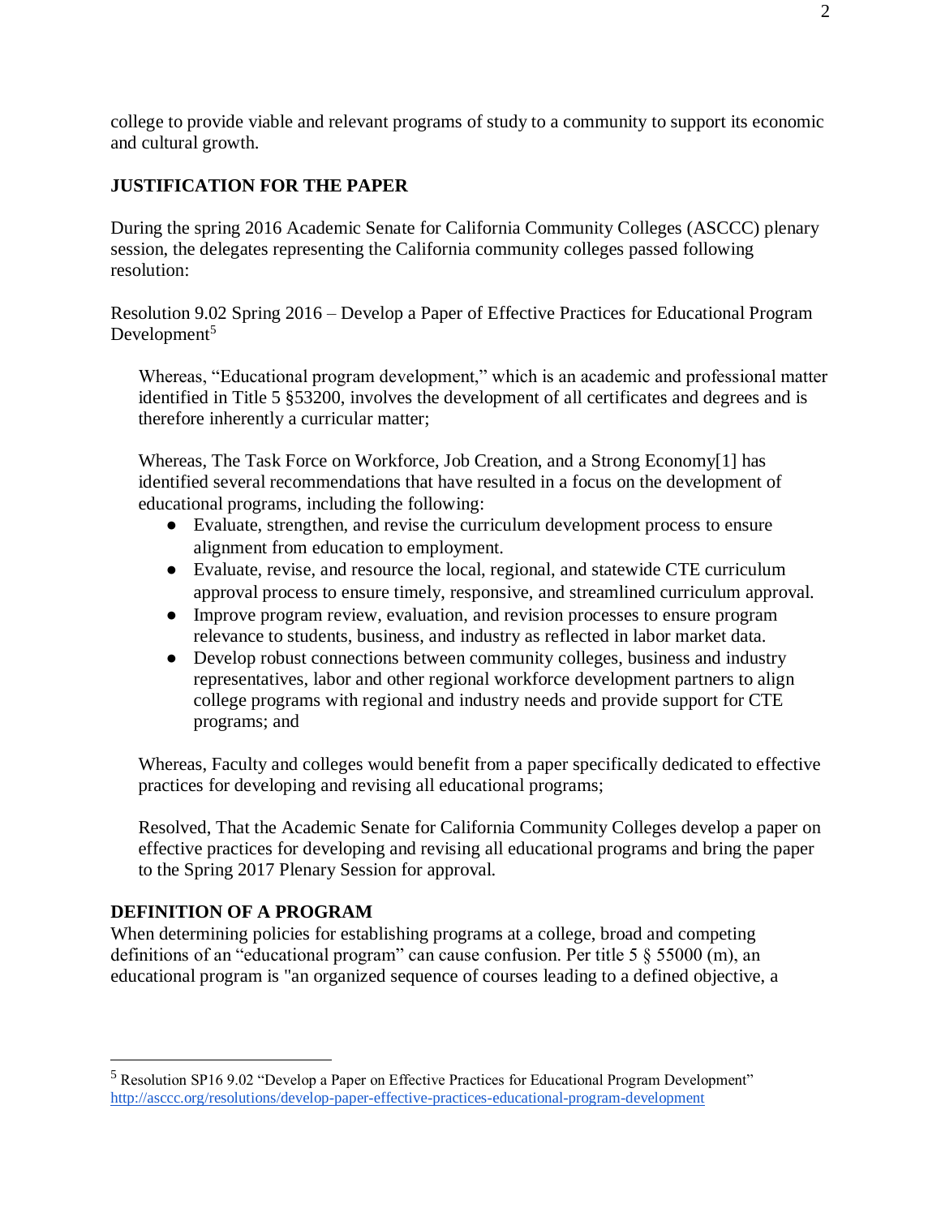college to provide viable and relevant programs of study to a community to support its economic and cultural growth.

## JUSTIFICATION FOR THE PAPER

During the spring 2016 Academic Senate for California Community Colleges (ASCCC) plenary session, the delegates representing the California community colleges passed following resolution:

Resolution 9.02 Spring 2016 – Develop a Paper of Effective Practices for Educational Program Development[5]

> Whereas, "Educational program development," which is an academic and professional matter identified in Title 5 §53200, involves the development of all certificates and degrees and is therefore inherently a curricular matter;
>
> Whereas, The Task Force on Workforce, Job Creation, and a Strong Economy[1] has identified several recommendations that have resulted in a focus on the development of educational programs, including the following:
>
> - Evaluate, strengthen, and revise the curriculum development process to ensure alignment from education to employment.
> - Evaluate, revise, and resource the local, regional, and statewide CTE curriculum approval process to ensure timely, responsive, and streamlined curriculum approval.
> - Improve program review, evaluation, and revision processes to ensure program relevance to students, business, and industry as reflected in labor market data.
> - Develop robust connections between community colleges, business and industry representatives, labor and other regional workforce development partners to align college programs with regional and industry needs and provide support for CTE programs; and
>
> Whereas, Faculty and colleges would benefit from a paper specifically dedicated to effective practices for developing and revising all educational programs;
>
> Resolved, That the Academic Senate for California Community Colleges develop a paper on effective practices for developing and revising all educational programs and bring the paper to the Spring 2017 Plenary Session for approval.

## DEFINITION OF A PROGRAM

When determining policies for establishing programs at a college, broad and competing definitions of an "educational program" can cause confusion. Per title 5 § 55000 (m), an educational program is "an organized sequence of courses leading to a defined objective, a

---

[5] Resolution SP16 9.02 "Develop a Paper on Effective Practices for Educational Program Development" http://asccc.org/resolutions/develop-paper-effective-practices-educational-program-development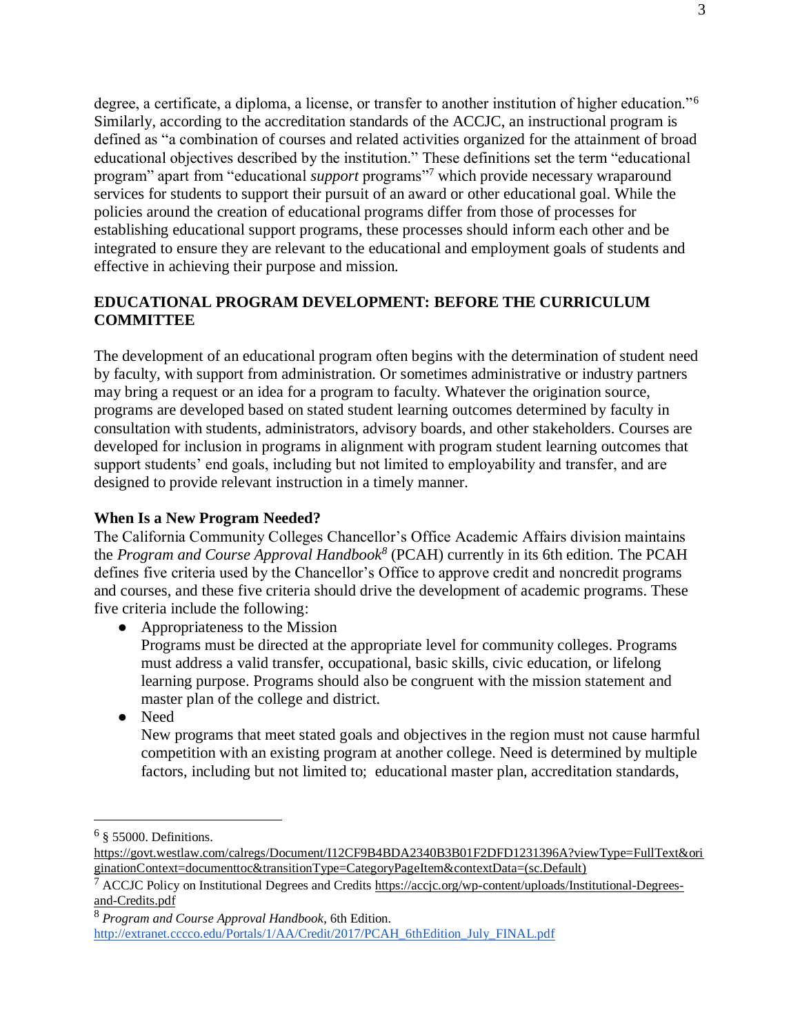degree, a certificate, a diploma, a license, or transfer to another institution of higher education."[6] Similarly, according to the accreditation standards of the ACCJC, an instructional program is defined as "a combination of courses and related activities organized for the attainment of broad educational objectives described by the institution." These definitions set the term "educational program" apart from "educational *support* programs"[7] which provide necessary wraparound services for students to support their pursuit of an award or other educational goal. While the policies around the creation of educational programs differ from those of processes for establishing educational support programs, these processes should inform each other and be integrated to ensure they are relevant to the educational and employment goals of students and effective in achieving their purpose and mission.

## EDUCATIONAL PROGRAM DEVELOPMENT: BEFORE THE CURRICULUM COMMITTEE

The development of an educational program often begins with the determination of student need by faculty, with support from administration. Or sometimes administrative or industry partners may bring a request or an idea for a program to faculty. Whatever the origination source, programs are developed based on stated student learning outcomes determined by faculty in consultation with students, administrators, advisory boards, and other stakeholders. Courses are developed for inclusion in programs in alignment with program student learning outcomes that support students' end goals, including but not limited to employability and transfer, and are designed to provide relevant instruction in a timely manner.

### When Is a New Program Needed?

The California Community Colleges Chancellor's Office Academic Affairs division maintains the *Program and Course Approval Handbook*[8] (PCAH) currently in its 6th edition. The PCAH defines five criteria used by the Chancellor's Office to approve credit and noncredit programs and courses, and these five criteria should drive the development of academic programs. These five criteria include the following:

- Appropriateness to the Mission
  Programs must be directed at the appropriate level for community colleges. Programs must address a valid transfer, occupational, basic skills, civic education, or lifelong learning purpose. Programs should also be congruent with the mission statement and master plan of the college and district.
- Need
  New programs that meet stated goals and objectives in the region must not cause harmful competition with an existing program at another college. Need is determined by multiple factors, including but not limited to; educational master plan, accreditation standards,

---

[6] § 55000. Definitions. https://govt.westlaw.com/calregs/Document/I12CF9B4BDA2340B3B01F2DFD1231396A?viewType=FullText&originationContext=documenttoc&transitionType=CategoryPageItem&contextData=(sc.Default)

[7] ACCJC Policy on Institutional Degrees and Credits https://accjc.org/wp-content/uploads/Institutional-Degrees-and-Credits.pdf

[8] *Program and Course Approval Handbook*, 6th Edition. http://extranet.cccco.edu/Portals/1/AA/Credit/2017/PCAH_6thEdition_July_FINAL.pdf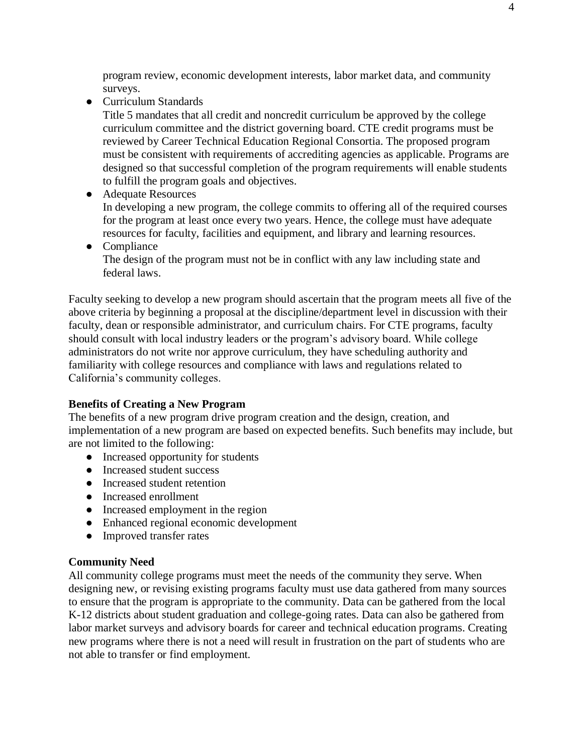program review, economic development interests, labor market data, and community surveys.

- Curriculum Standards
  Title 5 mandates that all credit and noncredit curriculum be approved by the college curriculum committee and the district governing board. CTE credit programs must be reviewed by Career Technical Education Regional Consortia. The proposed program must be consistent with requirements of accrediting agencies as applicable. Programs are designed so that successful completion of the program requirements will enable students to fulfill the program goals and objectives.
- Adequate Resources
  In developing a new program, the college commits to offering all of the required courses for the program at least once every two years. Hence, the college must have adequate resources for faculty, facilities and equipment, and library and learning resources.
- Compliance
  The design of the program must not be in conflict with any law including state and federal laws.

Faculty seeking to develop a new program should ascertain that the program meets all five of the above criteria by beginning a proposal at the discipline/department level in discussion with their faculty, dean or responsible administrator, and curriculum chairs. For CTE programs, faculty should consult with local industry leaders or the program's advisory board. While college administrators do not write nor approve curriculum, they have scheduling authority and familiarity with college resources and compliance with laws and regulations related to California's community colleges.

**Benefits of Creating a New Program**

The benefits of a new program drive program creation and the design, creation, and implementation of a new program are based on expected benefits. Such benefits may include, but are not limited to the following:

- Increased opportunity for students
- Increased student success
- Increased student retention
- Increased enrollment
- Increased employment in the region
- Enhanced regional economic development
- Improved transfer rates

**Community Need**

All community college programs must meet the needs of the community they serve. When designing new, or revising existing programs faculty must use data gathered from many sources to ensure that the program is appropriate to the community. Data can be gathered from the local K-12 districts about student graduation and college-going rates. Data can also be gathered from labor market surveys and advisory boards for career and technical education programs. Creating new programs where there is not a need will result in frustration on the part of students who are not able to transfer or find employment.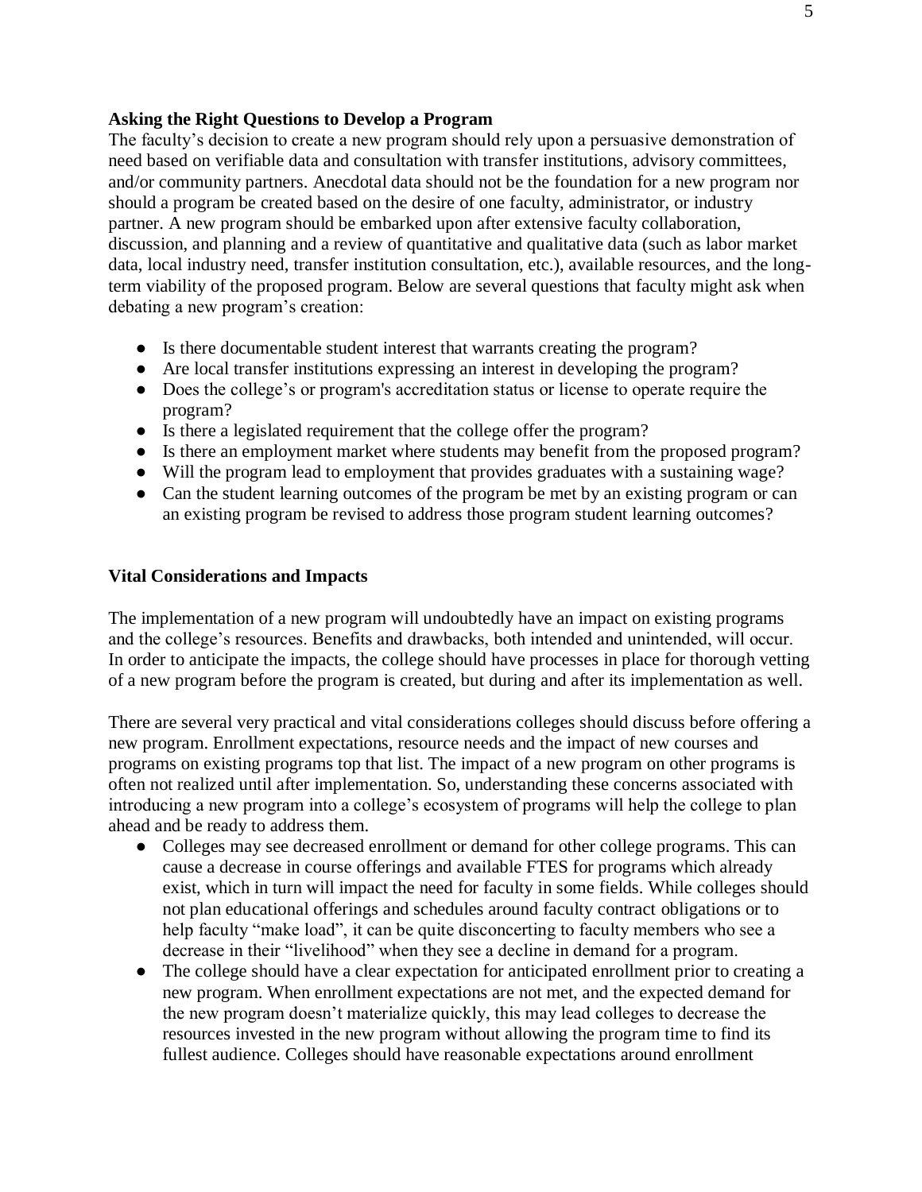**Asking the Right Questions to Develop a Program**

The faculty's decision to create a new program should rely upon a persuasive demonstration of need based on verifiable data and consultation with transfer institutions, advisory committees, and/or community partners. Anecdotal data should not be the foundation for a new program nor should a program be created based on the desire of one faculty, administrator, or industry partner. A new program should be embarked upon after extensive faculty collaboration, discussion, and planning and a review of quantitative and qualitative data (such as labor market data, local industry need, transfer institution consultation, etc.), available resources, and the long-term viability of the proposed program. Below are several questions that faculty might ask when debating a new program's creation:

- Is there documentable student interest that warrants creating the program?
- Are local transfer institutions expressing an interest in developing the program?
- Does the college's or program's accreditation status or license to operate require the program?
- Is there a legislated requirement that the college offer the program?
- Is there an employment market where students may benefit from the proposed program?
- Will the program lead to employment that provides graduates with a sustaining wage?
- Can the student learning outcomes of the program be met by an existing program or can an existing program be revised to address those program student learning outcomes?

**Vital Considerations and Impacts**

The implementation of a new program will undoubtedly have an impact on existing programs and the college's resources. Benefits and drawbacks, both intended and unintended, will occur. In order to anticipate the impacts, the college should have processes in place for thorough vetting of a new program before the program is created, but during and after its implementation as well.

There are several very practical and vital considerations colleges should discuss before offering a new program. Enrollment expectations, resource needs and the impact of new courses and programs on existing programs top that list. The impact of a new program on other programs is often not realized until after implementation. So, understanding these concerns associated with introducing a new program into a college's ecosystem of programs will help the college to plan ahead and be ready to address them.

- Colleges may see decreased enrollment or demand for other college programs. This can cause a decrease in course offerings and available FTES for programs which already exist, which in turn will impact the need for faculty in some fields. While colleges should not plan educational offerings and schedules around faculty contract obligations or to help faculty "make load", it can be quite disconcerting to faculty members who see a decrease in their "livelihood" when they see a decline in demand for a program.
- The college should have a clear expectation for anticipated enrollment prior to creating a new program. When enrollment expectations are not met, and the expected demand for the new program doesn't materialize quickly, this may lead colleges to decrease the resources invested in the new program without allowing the program time to find its fullest audience. Colleges should have reasonable expectations around enrollment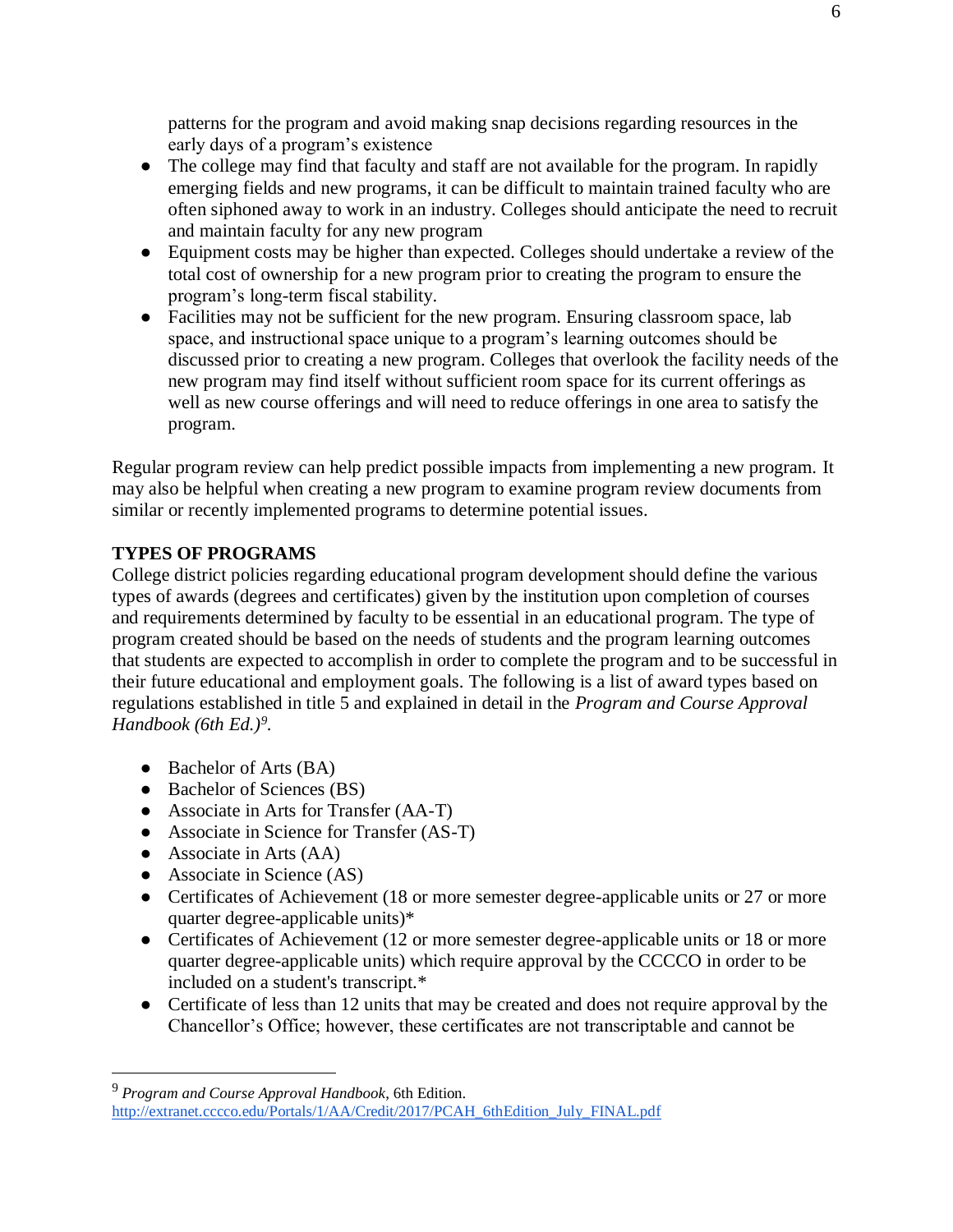patterns for the program and avoid making snap decisions regarding resources in the early days of a program's existence

- The college may find that faculty and staff are not available for the program. In rapidly emerging fields and new programs, it can be difficult to maintain trained faculty who are often siphoned away to work in an industry. Colleges should anticipate the need to recruit and maintain faculty for any new program
- Equipment costs may be higher than expected. Colleges should undertake a review of the total cost of ownership for a new program prior to creating the program to ensure the program's long-term fiscal stability.
- Facilities may not be sufficient for the new program. Ensuring classroom space, lab space, and instructional space unique to a program's learning outcomes should be discussed prior to creating a new program. Colleges that overlook the facility needs of the new program may find itself without sufficient room space for its current offerings as well as new course offerings and will need to reduce offerings in one area to satisfy the program.

Regular program review can help predict possible impacts from implementing a new program. It may also be helpful when creating a new program to examine program review documents from similar or recently implemented programs to determine potential issues.

## TYPES OF PROGRAMS

College district policies regarding educational program development should define the various types of awards (degrees and certificates) given by the institution upon completion of courses and requirements determined by faculty to be essential in an educational program. The type of program created should be based on the needs of students and the program learning outcomes that students are expected to accomplish in order to complete the program and to be successful in their future educational and employment goals. The following is a list of award types based on regulations established in title 5 and explained in detail in the *Program and Course Approval Handbook (6th Ed.)*[9].

- Bachelor of Arts (BA)
- Bachelor of Sciences (BS)
- Associate in Arts for Transfer (AA-T)
- Associate in Science for Transfer (AS-T)
- Associate in Arts (AA)
- Associate in Science (AS)
- Certificates of Achievement (18 or more semester degree-applicable units or 27 or more quarter degree-applicable units)*
- Certificates of Achievement (12 or more semester degree-applicable units or 18 or more quarter degree-applicable units) which require approval by the CCCCO in order to be included on a student's transcript.*
- Certificate of less than 12 units that may be created and does not require approval by the Chancellor's Office; however, these certificates are not transcriptable and cannot be

[9] *Program and Course Approval Handbook*, 6th Edition. http://extranet.cccco.edu/Portals/1/AA/Credit/2017/PCAH_6thEdition_July_FINAL.pdf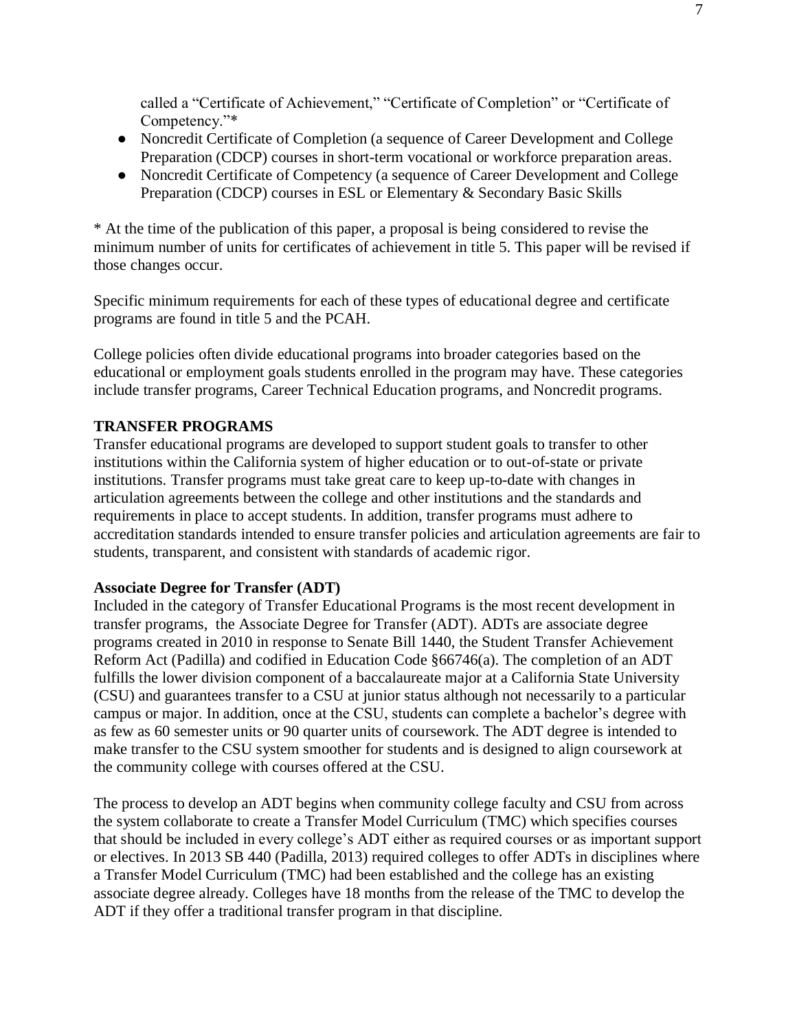called a "Certificate of Achievement," "Certificate of Completion" or "Certificate of Competency."*

- Noncredit Certificate of Completion (a sequence of Career Development and College Preparation (CDCP) courses in short-term vocational or workforce preparation areas.
- Noncredit Certificate of Competency (a sequence of Career Development and College Preparation (CDCP) courses in ESL or Elementary & Secondary Basic Skills

* At the time of the publication of this paper, a proposal is being considered to revise the minimum number of units for certificates of achievement in title 5. This paper will be revised if those changes occur.

Specific minimum requirements for each of these types of educational degree and certificate programs are found in title 5 and the PCAH.

College policies often divide educational programs into broader categories based on the educational or employment goals students enrolled in the program may have. These categories include transfer programs, Career Technical Education programs, and Noncredit programs.

## TRANSFER PROGRAMS

Transfer educational programs are developed to support student goals to transfer to other institutions within the California system of higher education or to out-of-state or private institutions. Transfer programs must take great care to keep up-to-date with changes in articulation agreements between the college and other institutions and the standards and requirements in place to accept students. In addition, transfer programs must adhere to accreditation standards intended to ensure transfer policies and articulation agreements are fair to students, transparent, and consistent with standards of academic rigor.

### Associate Degree for Transfer (ADT)

Included in the category of Transfer Educational Programs is the most recent development in transfer programs, the Associate Degree for Transfer (ADT). ADTs are associate degree programs created in 2010 in response to Senate Bill 1440, the Student Transfer Achievement Reform Act (Padilla) and codified in Education Code §66746(a). The completion of an ADT fulfills the lower division component of a baccalaureate major at a California State University (CSU) and guarantees transfer to a CSU at junior status although not necessarily to a particular campus or major. In addition, once at the CSU, students can complete a bachelor's degree with as few as 60 semester units or 90 quarter units of coursework. The ADT degree is intended to make transfer to the CSU system smoother for students and is designed to align coursework at the community college with courses offered at the CSU.

The process to develop an ADT begins when community college faculty and CSU from across the system collaborate to create a Transfer Model Curriculum (TMC) which specifies courses that should be included in every college's ADT either as required courses or as important support or electives. In 2013 SB 440 (Padilla, 2013) required colleges to offer ADTs in disciplines where a Transfer Model Curriculum (TMC) had been established and the college has an existing associate degree already. Colleges have 18 months from the release of the TMC to develop the ADT if they offer a traditional transfer program in that discipline.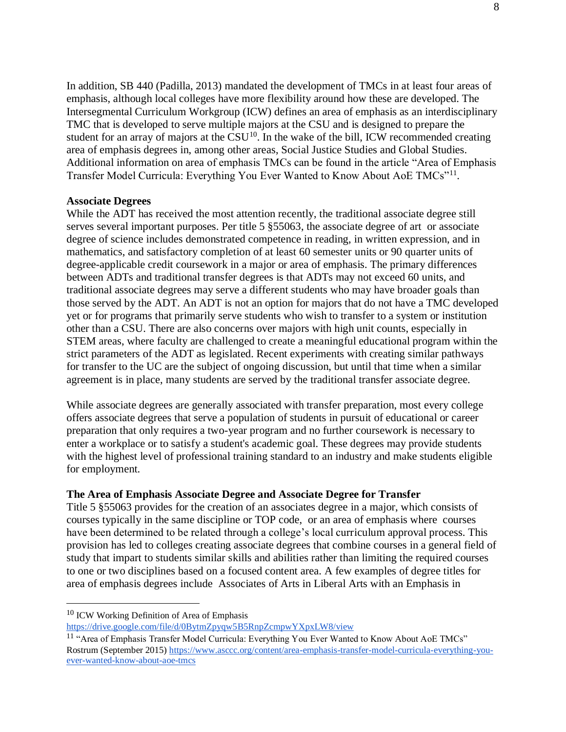In addition, SB 440 (Padilla, 2013) mandated the development of TMCs in at least four areas of emphasis, although local colleges have more flexibility around how these are developed. The Intersegmental Curriculum Workgroup (ICW) defines an area of emphasis as an interdisciplinary TMC that is developed to serve multiple majors at the CSU and is designed to prepare the student for an array of majors at the CSU[10]. In the wake of the bill, ICW recommended creating area of emphasis degrees in, among other areas, Social Justice Studies and Global Studies. Additional information on area of emphasis TMCs can be found in the article "Area of Emphasis Transfer Model Curricula: Everything You Ever Wanted to Know About AoE TMCs"[11].

**Associate Degrees**

While the ADT has received the most attention recently, the traditional associate degree still serves several important purposes. Per title 5 §55063, the associate degree of art or associate degree of science includes demonstrated competence in reading, in written expression, and in mathematics, and satisfactory completion of at least 60 semester units or 90 quarter units of degree-applicable credit coursework in a major or area of emphasis. The primary differences between ADTs and traditional transfer degrees is that ADTs may not exceed 60 units, and traditional associate degrees may serve a different students who may have broader goals than those served by the ADT. An ADT is not an option for majors that do not have a TMC developed yet or for programs that primarily serve students who wish to transfer to a system or institution other than a CSU. There are also concerns over majors with high unit counts, especially in STEM areas, where faculty are challenged to create a meaningful educational program within the strict parameters of the ADT as legislated. Recent experiments with creating similar pathways for transfer to the UC are the subject of ongoing discussion, but until that time when a similar agreement is in place, many students are served by the traditional transfer associate degree.

While associate degrees are generally associated with transfer preparation, most every college offers associate degrees that serve a population of students in pursuit of educational or career preparation that only requires a two-year program and no further coursework is necessary to enter a workplace or to satisfy a student's academic goal. These degrees may provide students with the highest level of professional training standard to an industry and make students eligible for employment.

**The Area of Emphasis Associate Degree and Associate Degree for Transfer**

Title 5 §55063 provides for the creation of an associates degree in a major, which consists of courses typically in the same discipline or TOP code, or an area of emphasis where courses have been determined to be related through a college's local curriculum approval process. This provision has led to colleges creating associate degrees that combine courses in a general field of study that impart to students similar skills and abilities rather than limiting the required courses to one or two disciplines based on a focused content area. A few examples of degree titles for area of emphasis degrees include Associates of Arts in Liberal Arts with an Emphasis in

---

[10] ICW Working Definition of Area of Emphasis https://drive.google.com/file/d/0BytmZpyqw5B5RnpZcmpwYXpxLW8/view

[11] "Area of Emphasis Transfer Model Curricula: Everything You Ever Wanted to Know About AoE TMCs" Rostrum (September 2015) https://www.asccc.org/content/area-emphasis-transfer-model-curricula-everything-you-ever-wanted-know-about-aoe-tmcs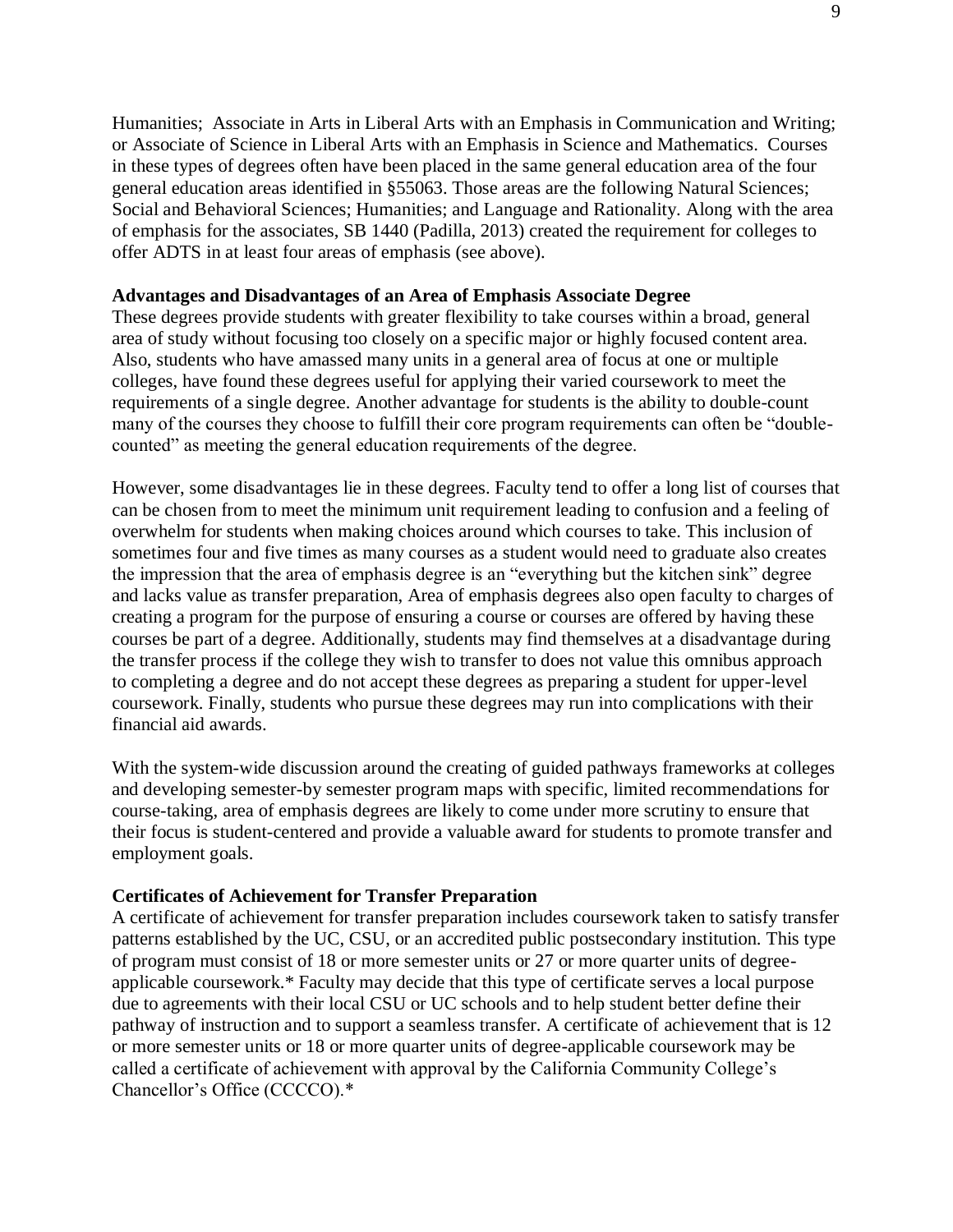Humanities; Associate in Arts in Liberal Arts with an Emphasis in Communication and Writing; or Associate of Science in Liberal Arts with an Emphasis in Science and Mathematics. Courses in these types of degrees often have been placed in the same general education area of the four general education areas identified in §55063. Those areas are the following Natural Sciences; Social and Behavioral Sciences; Humanities; and Language and Rationality. Along with the area of emphasis for the associates, SB 1440 (Padilla, 2013) created the requirement for colleges to offer ADTS in at least four areas of emphasis (see above).

**Advantages and Disadvantages of an Area of Emphasis Associate Degree**

These degrees provide students with greater flexibility to take courses within a broad, general area of study without focusing too closely on a specific major or highly focused content area. Also, students who have amassed many units in a general area of focus at one or multiple colleges, have found these degrees useful for applying their varied coursework to meet the requirements of a single degree. Another advantage for students is the ability to double-count many of the courses they choose to fulfill their core program requirements can often be "double-counted" as meeting the general education requirements of the degree.

However, some disadvantages lie in these degrees. Faculty tend to offer a long list of courses that can be chosen from to meet the minimum unit requirement leading to confusion and a feeling of overwhelm for students when making choices around which courses to take. This inclusion of sometimes four and five times as many courses as a student would need to graduate also creates the impression that the area of emphasis degree is an "everything but the kitchen sink" degree and lacks value as transfer preparation, Area of emphasis degrees also open faculty to charges of creating a program for the purpose of ensuring a course or courses are offered by having these courses be part of a degree. Additionally, students may find themselves at a disadvantage during the transfer process if the college they wish to transfer to does not value this omnibus approach to completing a degree and do not accept these degrees as preparing a student for upper-level coursework. Finally, students who pursue these degrees may run into complications with their financial aid awards.

With the system-wide discussion around the creating of guided pathways frameworks at colleges and developing semester-by semester program maps with specific, limited recommendations for course-taking, area of emphasis degrees are likely to come under more scrutiny to ensure that their focus is student-centered and provide a valuable award for students to promote transfer and employment goals.

**Certificates of Achievement for Transfer Preparation**

A certificate of achievement for transfer preparation includes coursework taken to satisfy transfer patterns established by the UC, CSU, or an accredited public postsecondary institution. This type of program must consist of 18 or more semester units or 27 or more quarter units of degree-applicable coursework.* Faculty may decide that this type of certificate serves a local purpose due to agreements with their local CSU or UC schools and to help student better define their pathway of instruction and to support a seamless transfer. A certificate of achievement that is 12 or more semester units or 18 or more quarter units of degree-applicable coursework may be called a certificate of achievement with approval by the California Community College's Chancellor's Office (CCCCO).*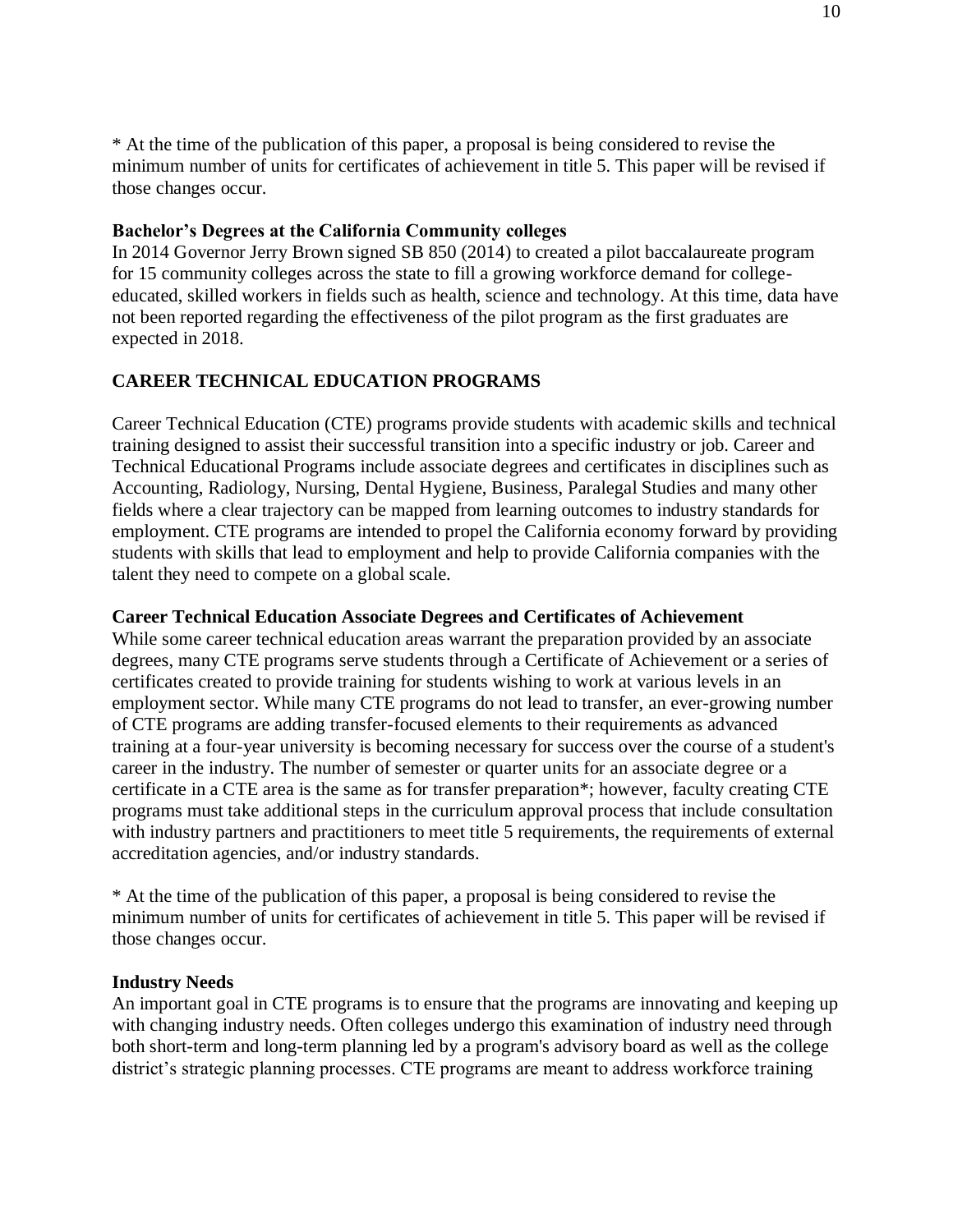* At the time of the publication of this paper, a proposal is being considered to revise the minimum number of units for certificates of achievement in title 5. This paper will be revised if those changes occur.

**Bachelor's Degrees at the California Community colleges**

In 2014 Governor Jerry Brown signed SB 850 (2014) to created a pilot baccalaureate program for 15 community colleges across the state to fill a growing workforce demand for college-educated, skilled workers in fields such as health, science and technology. At this time, data have not been reported regarding the effectiveness of the pilot program as the first graduates are expected in 2018.

## CAREER TECHNICAL EDUCATION PROGRAMS

Career Technical Education (CTE) programs provide students with academic skills and technical training designed to assist their successful transition into a specific industry or job. Career and Technical Educational Programs include associate degrees and certificates in disciplines such as Accounting, Radiology, Nursing, Dental Hygiene, Business, Paralegal Studies and many other fields where a clear trajectory can be mapped from learning outcomes to industry standards for employment. CTE programs are intended to propel the California economy forward by providing students with skills that lead to employment and help to provide California companies with the talent they need to compete on a global scale.

**Career Technical Education Associate Degrees and Certificates of Achievement**

While some career technical education areas warrant the preparation provided by an associate degrees, many CTE programs serve students through a Certificate of Achievement or a series of certificates created to provide training for students wishing to work at various levels in an employment sector. While many CTE programs do not lead to transfer, an ever-growing number of CTE programs are adding transfer-focused elements to their requirements as advanced training at a four-year university is becoming necessary for success over the course of a student's career in the industry. The number of semester or quarter units for an associate degree or a certificate in a CTE area is the same as for transfer preparation*; however, faculty creating CTE programs must take additional steps in the curriculum approval process that include consultation with industry partners and practitioners to meet title 5 requirements, the requirements of external accreditation agencies, and/or industry standards.

* At the time of the publication of this paper, a proposal is being considered to revise the minimum number of units for certificates of achievement in title 5. This paper will be revised if those changes occur.

**Industry Needs**

An important goal in CTE programs is to ensure that the programs are innovating and keeping up with changing industry needs. Often colleges undergo this examination of industry need through both short-term and long-term planning led by a program's advisory board as well as the college district's strategic planning processes. CTE programs are meant to address workforce training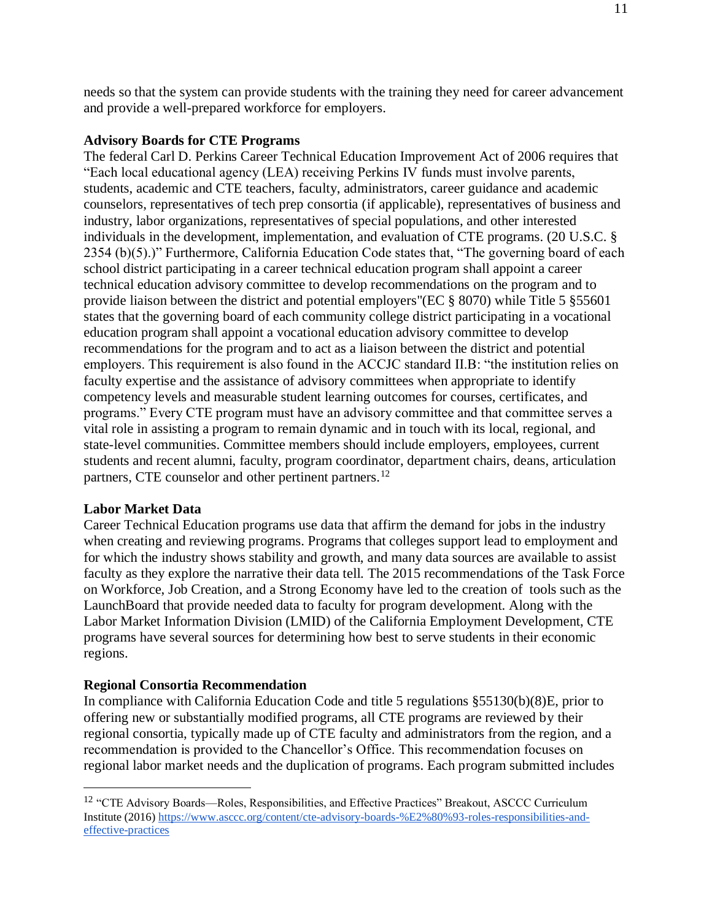needs so that the system can provide students with the training they need for career advancement and provide a well-prepared workforce for employers.

**Advisory Boards for CTE Programs**

The federal Carl D. Perkins Career Technical Education Improvement Act of 2006 requires that "Each local educational agency (LEA) receiving Perkins IV funds must involve parents, students, academic and CTE teachers, faculty, administrators, career guidance and academic counselors, representatives of tech prep consortia (if applicable), representatives of business and industry, labor organizations, representatives of special populations, and other interested individuals in the development, implementation, and evaluation of CTE programs. (20 U.S.C. § 2354 (b)(5).)" Furthermore, California Education Code states that, "The governing board of each school district participating in a career technical education program shall appoint a career technical education advisory committee to develop recommendations on the program and to provide liaison between the district and potential employers"(EC § 8070) while Title 5 §55601 states that the governing board of each community college district participating in a vocational education program shall appoint a vocational education advisory committee to develop recommendations for the program and to act as a liaison between the district and potential employers. This requirement is also found in the ACCJC standard II.B: "the institution relies on faculty expertise and the assistance of advisory committees when appropriate to identify competency levels and measurable student learning outcomes for courses, certificates, and programs." Every CTE program must have an advisory committee and that committee serves a vital role in assisting a program to remain dynamic and in touch with its local, regional, and state-level communities. Committee members should include employers, employees, current students and recent alumni, faculty, program coordinator, department chairs, deans, articulation partners, CTE counselor and other pertinent partners.[12]

**Labor Market Data**

Career Technical Education programs use data that affirm the demand for jobs in the industry when creating and reviewing programs. Programs that colleges support lead to employment and for which the industry shows stability and growth, and many data sources are available to assist faculty as they explore the narrative their data tell. The 2015 recommendations of the Task Force on Workforce, Job Creation, and a Strong Economy have led to the creation of tools such as the LaunchBoard that provide needed data to faculty for program development. Along with the Labor Market Information Division (LMID) of the California Employment Development, CTE programs have several sources for determining how best to serve students in their economic regions.

**Regional Consortia Recommendation**

In compliance with California Education Code and title 5 regulations §55130(b)(8)E, prior to offering new or substantially modified programs, all CTE programs are reviewed by their regional consortia, typically made up of CTE faculty and administrators from the region, and a recommendation is provided to the Chancellor's Office. This recommendation focuses on regional labor market needs and the duplication of programs. Each program submitted includes

---

[12] "CTE Advisory Boards—Roles, Responsibilities, and Effective Practices" Breakout, ASCCC Curriculum Institute (2016) https://www.asccc.org/content/cte-advisory-boards-%E2%80%93-roles-responsibilities-and-effective-practices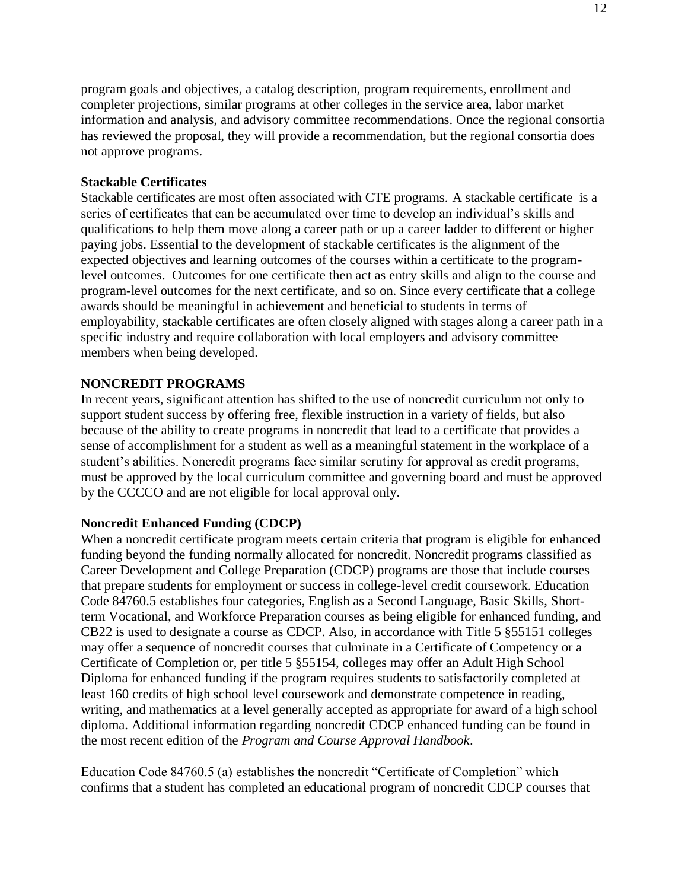program goals and objectives, a catalog description, program requirements, enrollment and completer projections, similar programs at other colleges in the service area, labor market information and analysis, and advisory committee recommendations. Once the regional consortia has reviewed the proposal, they will provide a recommendation, but the regional consortia does not approve programs.

**Stackable Certificates**

Stackable certificates are most often associated with CTE programs. A stackable certificate is a series of certificates that can be accumulated over time to develop an individual's skills and qualifications to help them move along a career path or up a career ladder to different or higher paying jobs. Essential to the development of stackable certificates is the alignment of the expected objectives and learning outcomes of the courses within a certificate to the program-level outcomes. Outcomes for one certificate then act as entry skills and align to the course and program-level outcomes for the next certificate, and so on. Since every certificate that a college awards should be meaningful in achievement and beneficial to students in terms of employability, stackable certificates are often closely aligned with stages along a career path in a specific industry and require collaboration with local employers and advisory committee members when being developed.

**NONCREDIT PROGRAMS**

In recent years, significant attention has shifted to the use of noncredit curriculum not only to support student success by offering free, flexible instruction in a variety of fields, but also because of the ability to create programs in noncredit that lead to a certificate that provides a sense of accomplishment for a student as well as a meaningful statement in the workplace of a student's abilities. Noncredit programs face similar scrutiny for approval as credit programs, must be approved by the local curriculum committee and governing board and must be approved by the CCCCO and are not eligible for local approval only.

**Noncredit Enhanced Funding (CDCP)**

When a noncredit certificate program meets certain criteria that program is eligible for enhanced funding beyond the funding normally allocated for noncredit. Noncredit programs classified as Career Development and College Preparation (CDCP) programs are those that include courses that prepare students for employment or success in college-level credit coursework. Education Code 84760.5 establishes four categories, English as a Second Language, Basic Skills, Short-term Vocational, and Workforce Preparation courses as being eligible for enhanced funding, and CB22 is used to designate a course as CDCP. Also, in accordance with Title 5 §55151 colleges may offer a sequence of noncredit courses that culminate in a Certificate of Competency or a Certificate of Completion or, per title 5 §55154, colleges may offer an Adult High School Diploma for enhanced funding if the program requires students to satisfactorily completed at least 160 credits of high school level coursework and demonstrate competence in reading, writing, and mathematics at a level generally accepted as appropriate for award of a high school diploma. Additional information regarding noncredit CDCP enhanced funding can be found in the most recent edition of the *Program and Course Approval Handbook*.

Education Code 84760.5 (a) establishes the noncredit "Certificate of Completion" which confirms that a student has completed an educational program of noncredit CDCP courses that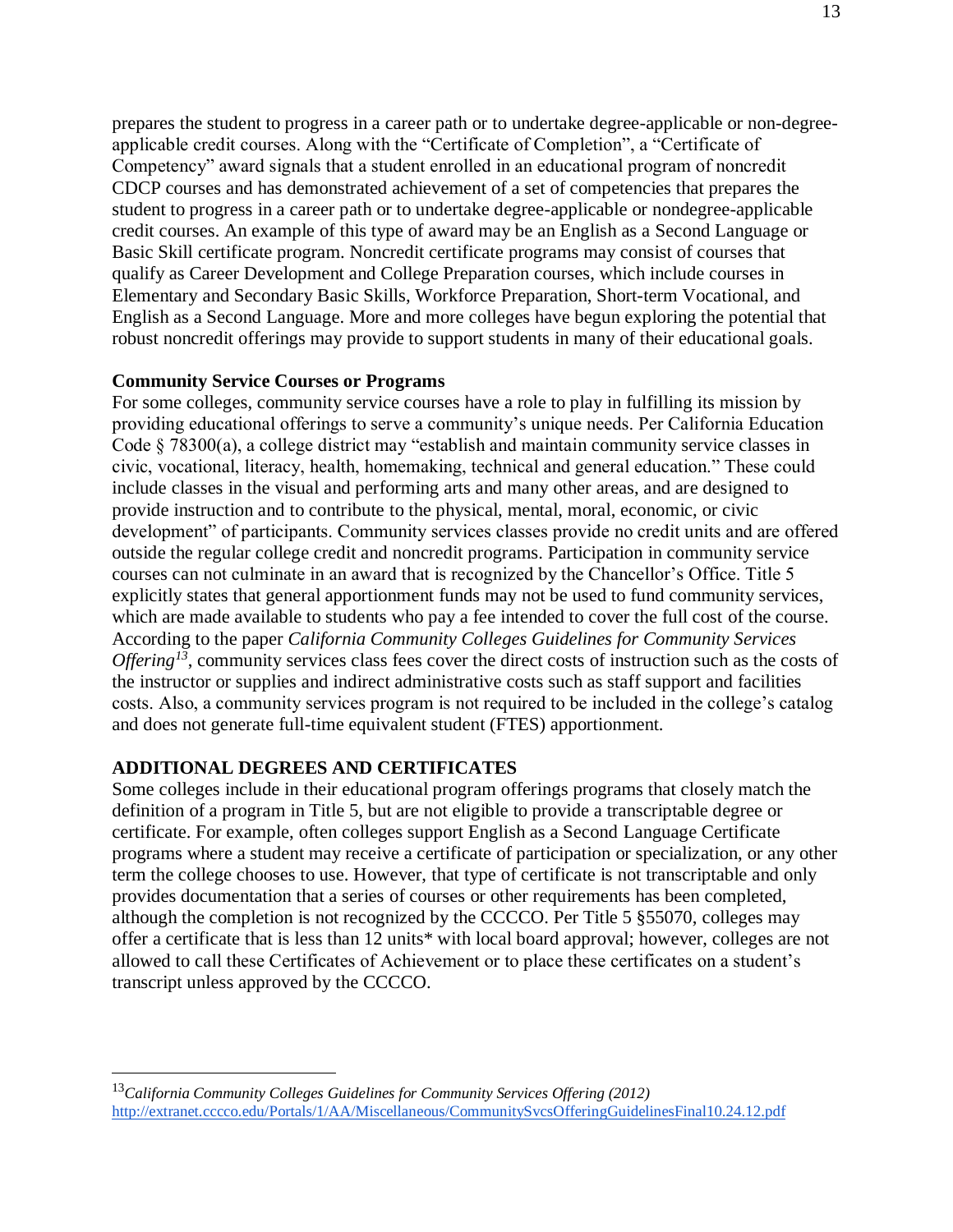prepares the student to progress in a career path or to undertake degree-applicable or non-degree-applicable credit courses. Along with the "Certificate of Completion", a "Certificate of Competency" award signals that a student enrolled in an educational program of noncredit CDCP courses and has demonstrated achievement of a set of competencies that prepares the student to progress in a career path or to undertake degree-applicable or nondegree-applicable credit courses. An example of this type of award may be an English as a Second Language or Basic Skill certificate program. Noncredit certificate programs may consist of courses that qualify as Career Development and College Preparation courses, which include courses in Elementary and Secondary Basic Skills, Workforce Preparation, Short-term Vocational, and English as a Second Language. More and more colleges have begun exploring the potential that robust noncredit offerings may provide to support students in many of their educational goals.

**Community Service Courses or Programs**

For some colleges, community service courses have a role to play in fulfilling its mission by providing educational offerings to serve a community's unique needs. Per California Education Code § 78300(a), a college district may "establish and maintain community service classes in civic, vocational, literacy, health, homemaking, technical and general education." These could include classes in the visual and performing arts and many other areas, and are designed to provide instruction and to contribute to the physical, mental, moral, economic, or civic development" of participants. Community services classes provide no credit units and are offered outside the regular college credit and noncredit programs. Participation in community service courses can not culminate in an award that is recognized by the Chancellor's Office. Title 5 explicitly states that general apportionment funds may not be used to fund community services, which are made available to students who pay a fee intended to cover the full cost of the course. According to the paper *California Community Colleges Guidelines for Community Services Offering*[13], community services class fees cover the direct costs of instruction such as the costs of the instructor or supplies and indirect administrative costs such as staff support and facilities costs. Also, a community services program is not required to be included in the college's catalog and does not generate full-time equivalent student (FTES) apportionment.

## ADDITIONAL DEGREES AND CERTIFICATES

Some colleges include in their educational program offerings programs that closely match the definition of a program in Title 5, but are not eligible to provide a transcriptable degree or certificate. For example, often colleges support English as a Second Language Certificate programs where a student may receive a certificate of participation or specialization, or any other term the college chooses to use. However, that type of certificate is not transcriptable and only provides documentation that a series of courses or other requirements has been completed, although the completion is not recognized by the CCCCO. Per Title 5 §55070, colleges may offer a certificate that is less than 12 units* with local board approval; however, colleges are not allowed to call these Certificates of Achievement or to place these certificates on a student's transcript unless approved by the CCCCO.

---

[13]*California Community Colleges Guidelines for Community Services Offering (2012)* http://extranet.cccco.edu/Portals/1/AA/Miscellaneous/CommunitySvcsOfferingGuidelinesFinal10.24.12.pdf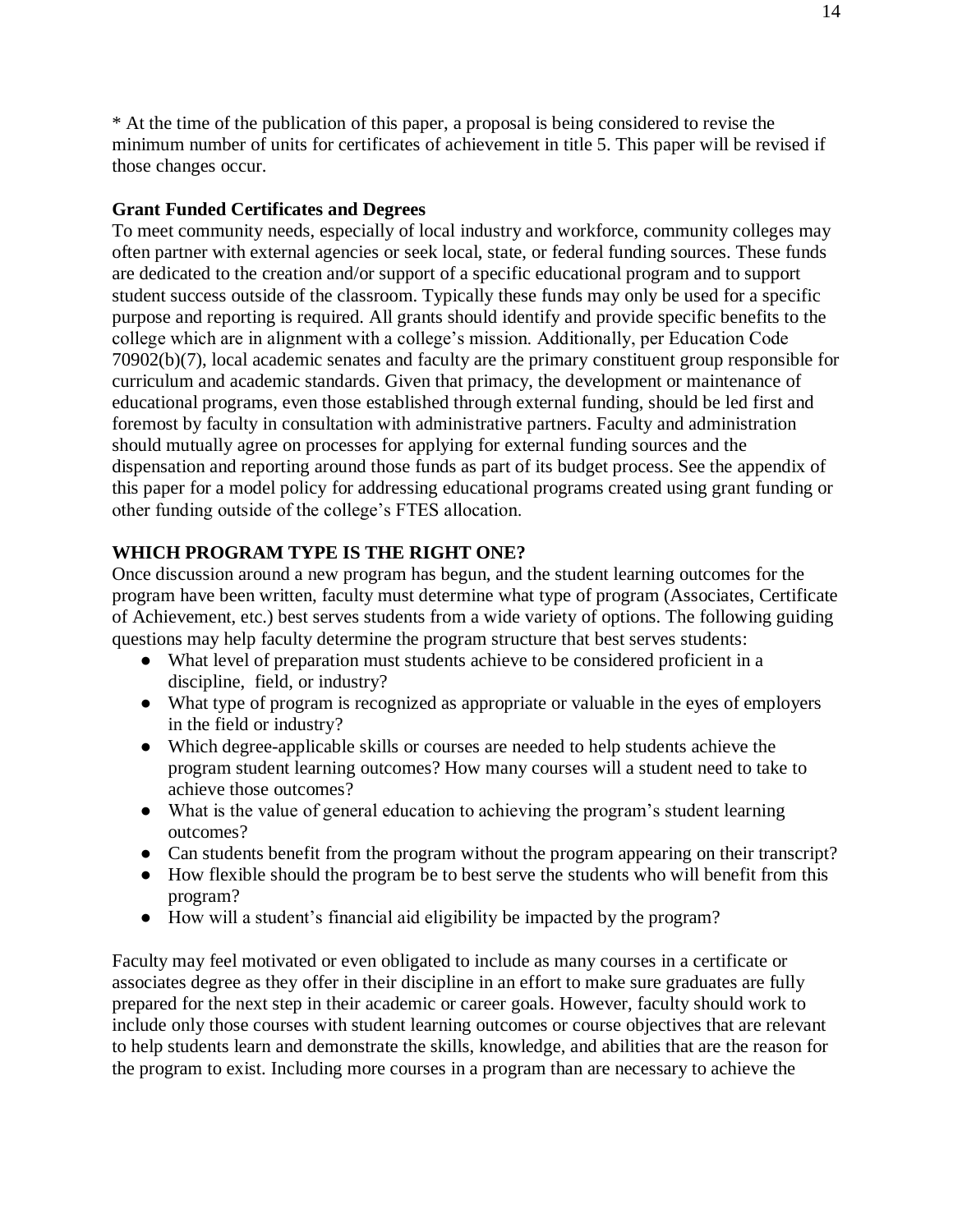* At the time of the publication of this paper, a proposal is being considered to revise the minimum number of units for certificates of achievement in title 5. This paper will be revised if those changes occur.

**Grant Funded Certificates and Degrees**

To meet community needs, especially of local industry and workforce, community colleges may often partner with external agencies or seek local, state, or federal funding sources. These funds are dedicated to the creation and/or support of a specific educational program and to support student success outside of the classroom. Typically these funds may only be used for a specific purpose and reporting is required. All grants should identify and provide specific benefits to the college which are in alignment with a college's mission. Additionally, per Education Code 70902(b)(7), local academic senates and faculty are the primary constituent group responsible for curriculum and academic standards. Given that primacy, the development or maintenance of educational programs, even those established through external funding, should be led first and foremost by faculty in consultation with administrative partners. Faculty and administration should mutually agree on processes for applying for external funding sources and the dispensation and reporting around those funds as part of its budget process. See the appendix of this paper for a model policy for addressing educational programs created using grant funding or other funding outside of the college's FTES allocation.

## WHICH PROGRAM TYPE IS THE RIGHT ONE?

Once discussion around a new program has begun, and the student learning outcomes for the program have been written, faculty must determine what type of program (Associates, Certificate of Achievement, etc.) best serves students from a wide variety of options. The following guiding questions may help faculty determine the program structure that best serves students:

- What level of preparation must students achieve to be considered proficient in a discipline, field, or industry?
- What type of program is recognized as appropriate or valuable in the eyes of employers in the field or industry?
- Which degree-applicable skills or courses are needed to help students achieve the program student learning outcomes? How many courses will a student need to take to achieve those outcomes?
- What is the value of general education to achieving the program's student learning outcomes?
- Can students benefit from the program without the program appearing on their transcript?
- How flexible should the program be to best serve the students who will benefit from this program?
- How will a student's financial aid eligibility be impacted by the program?

Faculty may feel motivated or even obligated to include as many courses in a certificate or associates degree as they offer in their discipline in an effort to make sure graduates are fully prepared for the next step in their academic or career goals. However, faculty should work to include only those courses with student learning outcomes or course objectives that are relevant to help students learn and demonstrate the skills, knowledge, and abilities that are the reason for the program to exist. Including more courses in a program than are necessary to achieve the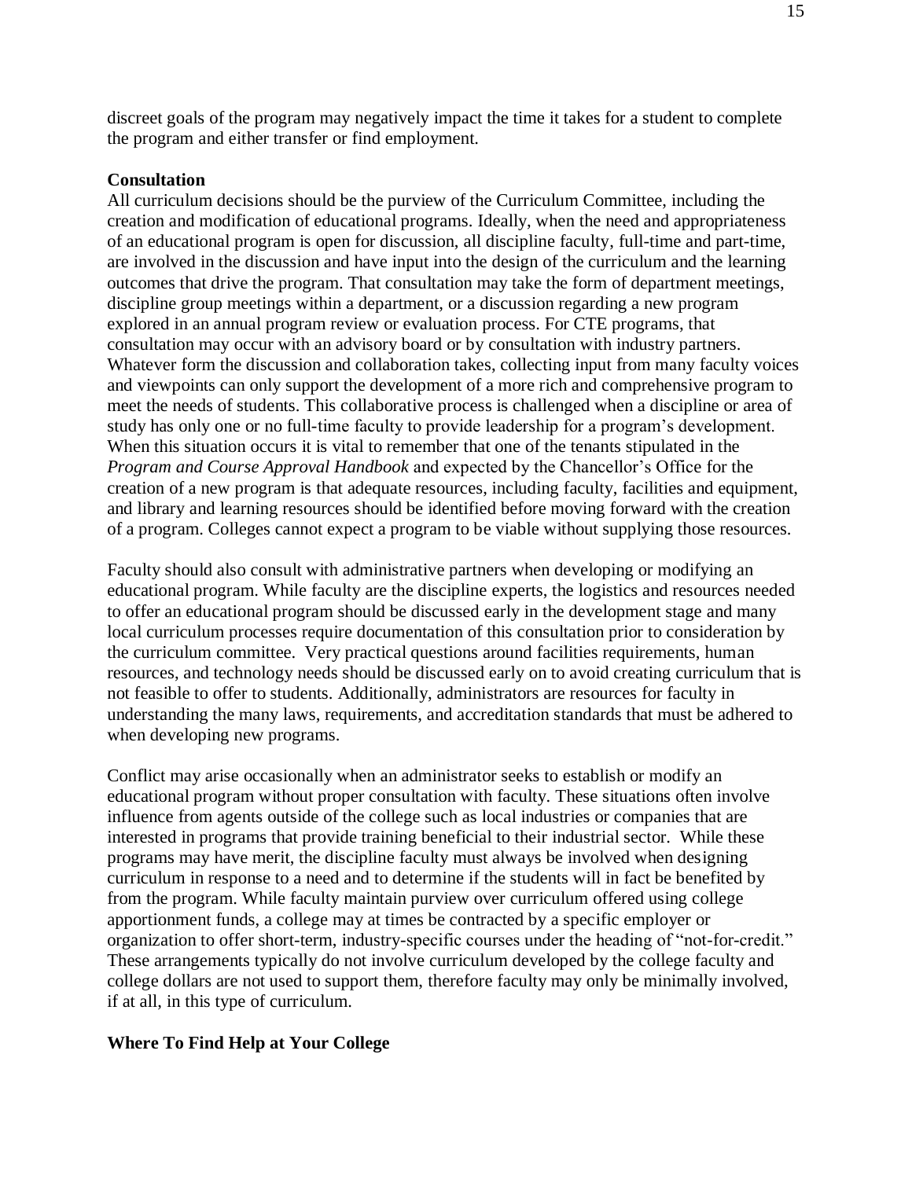discreet goals of the program may negatively impact the time it takes for a student to complete the program and either transfer or find employment.

**Consultation**

All curriculum decisions should be the purview of the Curriculum Committee, including the creation and modification of educational programs. Ideally, when the need and appropriateness of an educational program is open for discussion, all discipline faculty, full-time and part-time, are involved in the discussion and have input into the design of the curriculum and the learning outcomes that drive the program. That consultation may take the form of department meetings, discipline group meetings within a department, or a discussion regarding a new program explored in an annual program review or evaluation process. For CTE programs, that consultation may occur with an advisory board or by consultation with industry partners. Whatever form the discussion and collaboration takes, collecting input from many faculty voices and viewpoints can only support the development of a more rich and comprehensive program to meet the needs of students. This collaborative process is challenged when a discipline or area of study has only one or no full-time faculty to provide leadership for a program's development. When this situation occurs it is vital to remember that one of the tenants stipulated in the *Program and Course Approval Handbook* and expected by the Chancellor's Office for the creation of a new program is that adequate resources, including faculty, facilities and equipment, and library and learning resources should be identified before moving forward with the creation of a program. Colleges cannot expect a program to be viable without supplying those resources.

Faculty should also consult with administrative partners when developing or modifying an educational program. While faculty are the discipline experts, the logistics and resources needed to offer an educational program should be discussed early in the development stage and many local curriculum processes require documentation of this consultation prior to consideration by the curriculum committee. Very practical questions around facilities requirements, human resources, and technology needs should be discussed early on to avoid creating curriculum that is not feasible to offer to students. Additionally, administrators are resources for faculty in understanding the many laws, requirements, and accreditation standards that must be adhered to when developing new programs.

Conflict may arise occasionally when an administrator seeks to establish or modify an educational program without proper consultation with faculty. These situations often involve influence from agents outside of the college such as local industries or companies that are interested in programs that provide training beneficial to their industrial sector. While these programs may have merit, the discipline faculty must always be involved when designing curriculum in response to a need and to determine if the students will in fact be benefited by from the program. While faculty maintain purview over curriculum offered using college apportionment funds, a college may at times be contracted by a specific employer or organization to offer short-term, industry-specific courses under the heading of "not-for-credit." These arrangements typically do not involve curriculum developed by the college faculty and college dollars are not used to support them, therefore faculty may only be minimally involved, if at all, in this type of curriculum.

**Where To Find Help at Your College**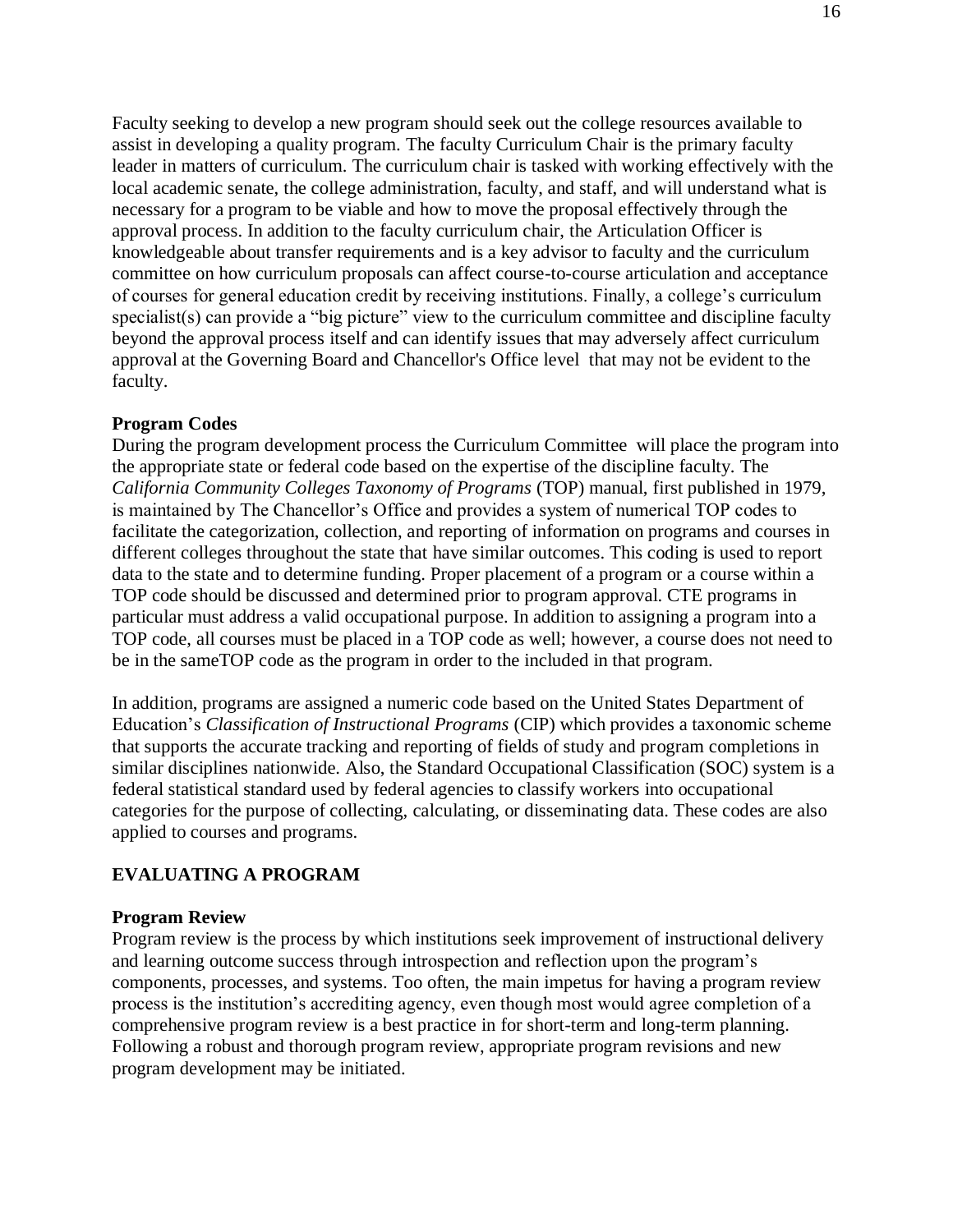Faculty seeking to develop a new program should seek out the college resources available to assist in developing a quality program. The faculty Curriculum Chair is the primary faculty leader in matters of curriculum. The curriculum chair is tasked with working effectively with the local academic senate, the college administration, faculty, and staff, and will understand what is necessary for a program to be viable and how to move the proposal effectively through the approval process. In addition to the faculty curriculum chair, the Articulation Officer is knowledgeable about transfer requirements and is a key advisor to faculty and the curriculum committee on how curriculum proposals can affect course-to-course articulation and acceptance of courses for general education credit by receiving institutions. Finally, a college's curriculum specialist(s) can provide a "big picture" view to the curriculum committee and discipline faculty beyond the approval process itself and can identify issues that may adversely affect curriculum approval at the Governing Board and Chancellor's Office level that may not be evident to the faculty.

**Program Codes**

During the program development process the Curriculum Committee will place the program into the appropriate state or federal code based on the expertise of the discipline faculty. The *California Community Colleges Taxonomy of Programs* (TOP) manual, first published in 1979, is maintained by The Chancellor's Office and provides a system of numerical TOP codes to facilitate the categorization, collection, and reporting of information on programs and courses in different colleges throughout the state that have similar outcomes. This coding is used to report data to the state and to determine funding. Proper placement of a program or a course within a TOP code should be discussed and determined prior to program approval. CTE programs in particular must address a valid occupational purpose. In addition to assigning a program into a TOP code, all courses must be placed in a TOP code as well; however, a course does not need to be in the sameTOP code as the program in order to the included in that program.

In addition, programs are assigned a numeric code based on the United States Department of Education's *Classification of Instructional Programs* (CIP) which provides a taxonomic scheme that supports the accurate tracking and reporting of fields of study and program completions in similar disciplines nationwide. Also, the Standard Occupational Classification (SOC) system is a federal statistical standard used by federal agencies to classify workers into occupational categories for the purpose of collecting, calculating, or disseminating data. These codes are also applied to courses and programs.

## EVALUATING A PROGRAM

**Program Review**

Program review is the process by which institutions seek improvement of instructional delivery and learning outcome success through introspection and reflection upon the program's components, processes, and systems. Too often, the main impetus for having a program review process is the institution's accrediting agency, even though most would agree completion of a comprehensive program review is a best practice in for short-term and long-term planning. Following a robust and thorough program review, appropriate program revisions and new program development may be initiated.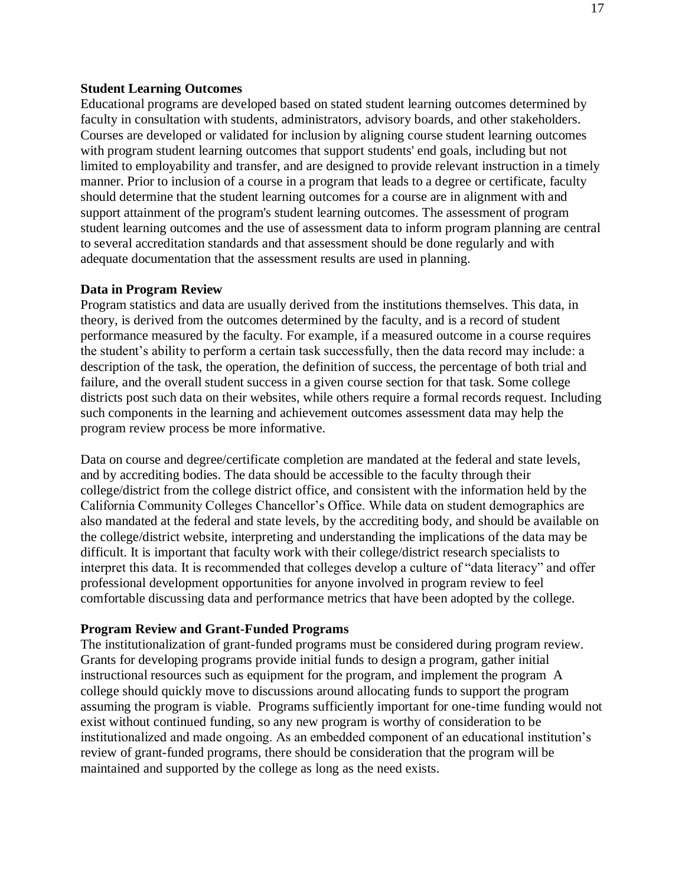### Student Learning Outcomes

Educational programs are developed based on stated student learning outcomes determined by faculty in consultation with students, administrators, advisory boards, and other stakeholders. Courses are developed or validated for inclusion by aligning course student learning outcomes with program student learning outcomes that support students' end goals, including but not limited to employability and transfer, and are designed to provide relevant instruction in a timely manner. Prior to inclusion of a course in a program that leads to a degree or certificate, faculty should determine that the student learning outcomes for a course are in alignment with and support attainment of the program's student learning outcomes. The assessment of program student learning outcomes and the use of assessment data to inform program planning are central to several accreditation standards and that assessment should be done regularly and with adequate documentation that the assessment results are used in planning.

### Data in Program Review

Program statistics and data are usually derived from the institutions themselves. This data, in theory, is derived from the outcomes determined by the faculty, and is a record of student performance measured by the faculty. For example, if a measured outcome in a course requires the student's ability to perform a certain task successfully, then the data record may include: a description of the task, the operation, the definition of success, the percentage of both trial and failure, and the overall student success in a given course section for that task. Some college districts post such data on their websites, while others require a formal records request. Including such components in the learning and achievement outcomes assessment data may help the program review process be more informative.

Data on course and degree/certificate completion are mandated at the federal and state levels, and by accrediting bodies. The data should be accessible to the faculty through their college/district from the college district office, and consistent with the information held by the California Community Colleges Chancellor's Office. While data on student demographics are also mandated at the federal and state levels, by the accrediting body, and should be available on the college/district website, interpreting and understanding the implications of the data may be difficult. It is important that faculty work with their college/district research specialists to interpret this data. It is recommended that colleges develop a culture of "data literacy" and offer professional development opportunities for anyone involved in program review to feel comfortable discussing data and performance metrics that have been adopted by the college.

### Program Review and Grant-Funded Programs

The institutionalization of grant-funded programs must be considered during program review. Grants for developing programs provide initial funds to design a program, gather initial instructional resources such as equipment for the program, and implement the program A college should quickly move to discussions around allocating funds to support the program assuming the program is viable. Programs sufficiently important for one-time funding would not exist without continued funding, so any new program is worthy of consideration to be institutionalized and made ongoing. As an embedded component of an educational institution's review of grant-funded programs, there should be consideration that the program will be maintained and supported by the college as long as the need exists.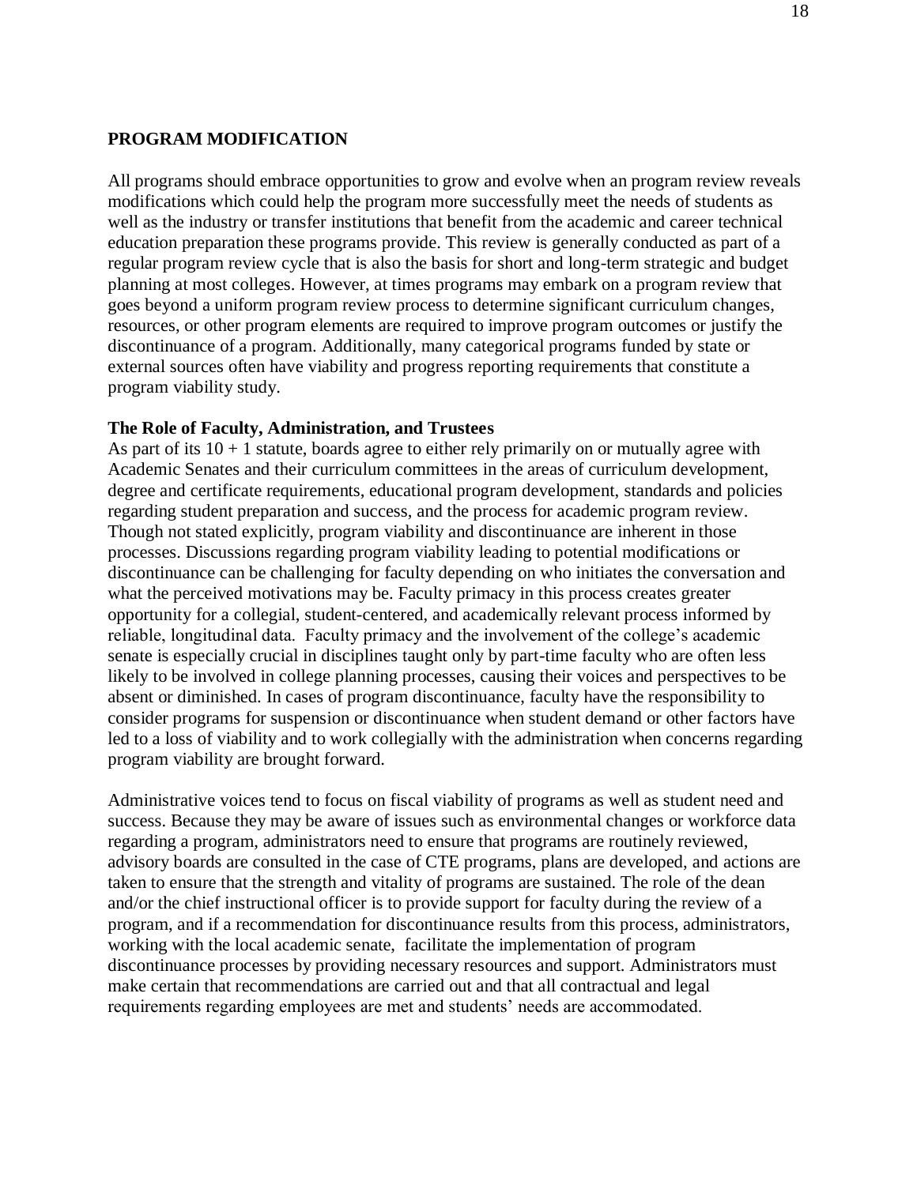## PROGRAM MODIFICATION

All programs should embrace opportunities to grow and evolve when an program review reveals modifications which could help the program more successfully meet the needs of students as well as the industry or transfer institutions that benefit from the academic and career technical education preparation these programs provide. This review is generally conducted as part of a regular program review cycle that is also the basis for short and long-term strategic and budget planning at most colleges. However, at times programs may embark on a program review that goes beyond a uniform program review process to determine significant curriculum changes, resources, or other program elements are required to improve program outcomes or justify the discontinuance of a program. Additionally, many categorical programs funded by state or external sources often have viability and progress reporting requirements that constitute a program viability study.

### The Role of Faculty, Administration, and Trustees

As part of its 10 + 1 statute, boards agree to either rely primarily on or mutually agree with Academic Senates and their curriculum committees in the areas of curriculum development, degree and certificate requirements, educational program development, standards and policies regarding student preparation and success, and the process for academic program review. Though not stated explicitly, program viability and discontinuance are inherent in those processes. Discussions regarding program viability leading to potential modifications or discontinuance can be challenging for faculty depending on who initiates the conversation and what the perceived motivations may be. Faculty primacy in this process creates greater opportunity for a collegial, student-centered, and academically relevant process informed by reliable, longitudinal data. Faculty primacy and the involvement of the college's academic senate is especially crucial in disciplines taught only by part-time faculty who are often less likely to be involved in college planning processes, causing their voices and perspectives to be absent or diminished. In cases of program discontinuance, faculty have the responsibility to consider programs for suspension or discontinuance when student demand or other factors have led to a loss of viability and to work collegially with the administration when concerns regarding program viability are brought forward.

Administrative voices tend to focus on fiscal viability of programs as well as student need and success. Because they may be aware of issues such as environmental changes or workforce data regarding a program, administrators need to ensure that programs are routinely reviewed, advisory boards are consulted in the case of CTE programs, plans are developed, and actions are taken to ensure that the strength and vitality of programs are sustained. The role of the dean and/or the chief instructional officer is to provide support for faculty during the review of a program, and if a recommendation for discontinuance results from this process, administrators, working with the local academic senate, facilitate the implementation of program discontinuance processes by providing necessary resources and support. Administrators must make certain that recommendations are carried out and that all contractual and legal requirements regarding employees are met and students' needs are accommodated.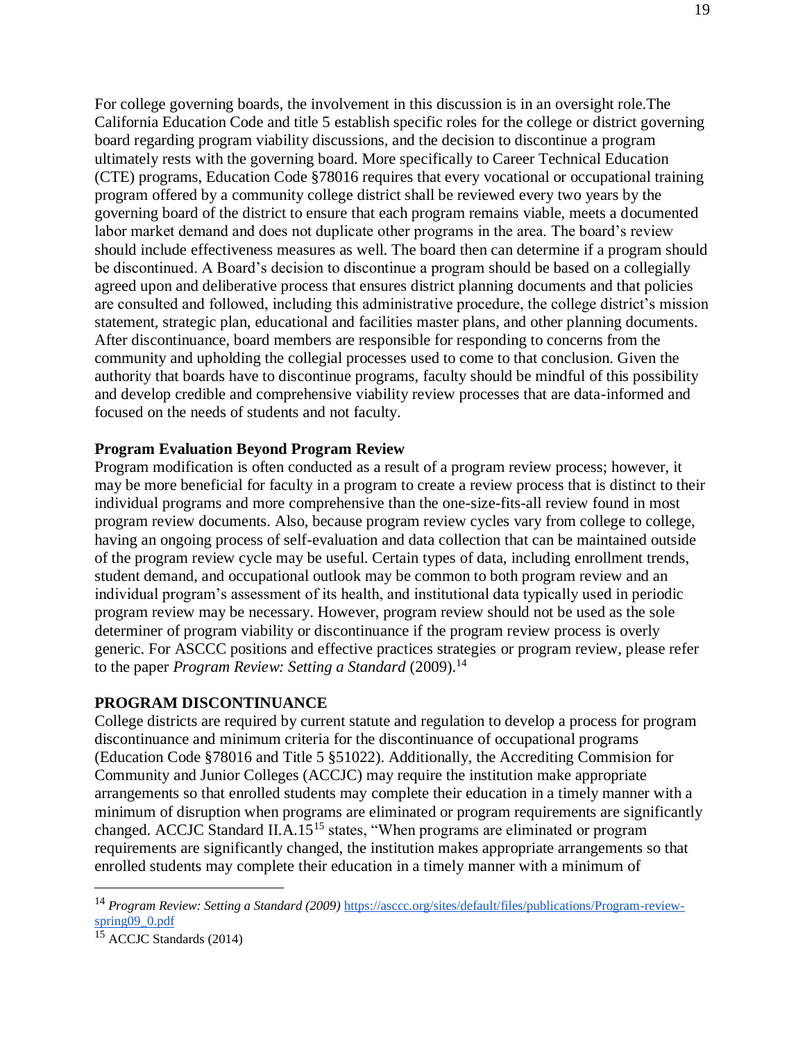For college governing boards, the involvement in this discussion is in an oversight role.The California Education Code and title 5 establish specific roles for the college or district governing board regarding program viability discussions, and the decision to discontinue a program ultimately rests with the governing board. More specifically to Career Technical Education (CTE) programs, Education Code §78016 requires that every vocational or occupational training program offered by a community college district shall be reviewed every two years by the governing board of the district to ensure that each program remains viable, meets a documented labor market demand and does not duplicate other programs in the area. The board's review should include effectiveness measures as well. The board then can determine if a program should be discontinued. A Board's decision to discontinue a program should be based on a collegially agreed upon and deliberative process that ensures district planning documents and that policies are consulted and followed, including this administrative procedure, the college district's mission statement, strategic plan, educational and facilities master plans, and other planning documents. After discontinuance, board members are responsible for responding to concerns from the community and upholding the collegial processes used to come to that conclusion. Given the authority that boards have to discontinue programs, faculty should be mindful of this possibility and develop credible and comprehensive viability review processes that are data-informed and focused on the needs of students and not faculty.

**Program Evaluation Beyond Program Review**

Program modification is often conducted as a result of a program review process; however, it may be more beneficial for faculty in a program to create a review process that is distinct to their individual programs and more comprehensive than the one-size-fits-all review found in most program review documents. Also, because program review cycles vary from college to college, having an ongoing process of self-evaluation and data collection that can be maintained outside of the program review cycle may be useful. Certain types of data, including enrollment trends, student demand, and occupational outlook may be common to both program review and an individual program's assessment of its health, and institutional data typically used in periodic program review may be necessary. However, program review should not be used as the sole determiner of program viability or discontinuance if the program review process is overly generic. For ASCCC positions and effective practices strategies or program review, please refer to the paper *Program Review: Setting a Standard* (2009).[14]

## PROGRAM DISCONTINUANCE

College districts are required by current statute and regulation to develop a process for program discontinuance and minimum criteria for the discontinuance of occupational programs (Education Code §78016 and Title 5 §51022). Additionally, the Accrediting Commision for Community and Junior Colleges (ACCJC) may require the institution make appropriate arrangements so that enrolled students may complete their education in a timely manner with a minimum of disruption when programs are eliminated or program requirements are significantly changed. ACCJC Standard II.A.15[15] states, "When programs are eliminated or program requirements are significantly changed, the institution makes appropriate arrangements so that enrolled students may complete their education in a timely manner with a minimum of

---

[14] *Program Review: Setting a Standard (2009)* https://asccc.org/sites/default/files/publications/Program-review-spring09_0.pdf

[15] ACCJC Standards (2014)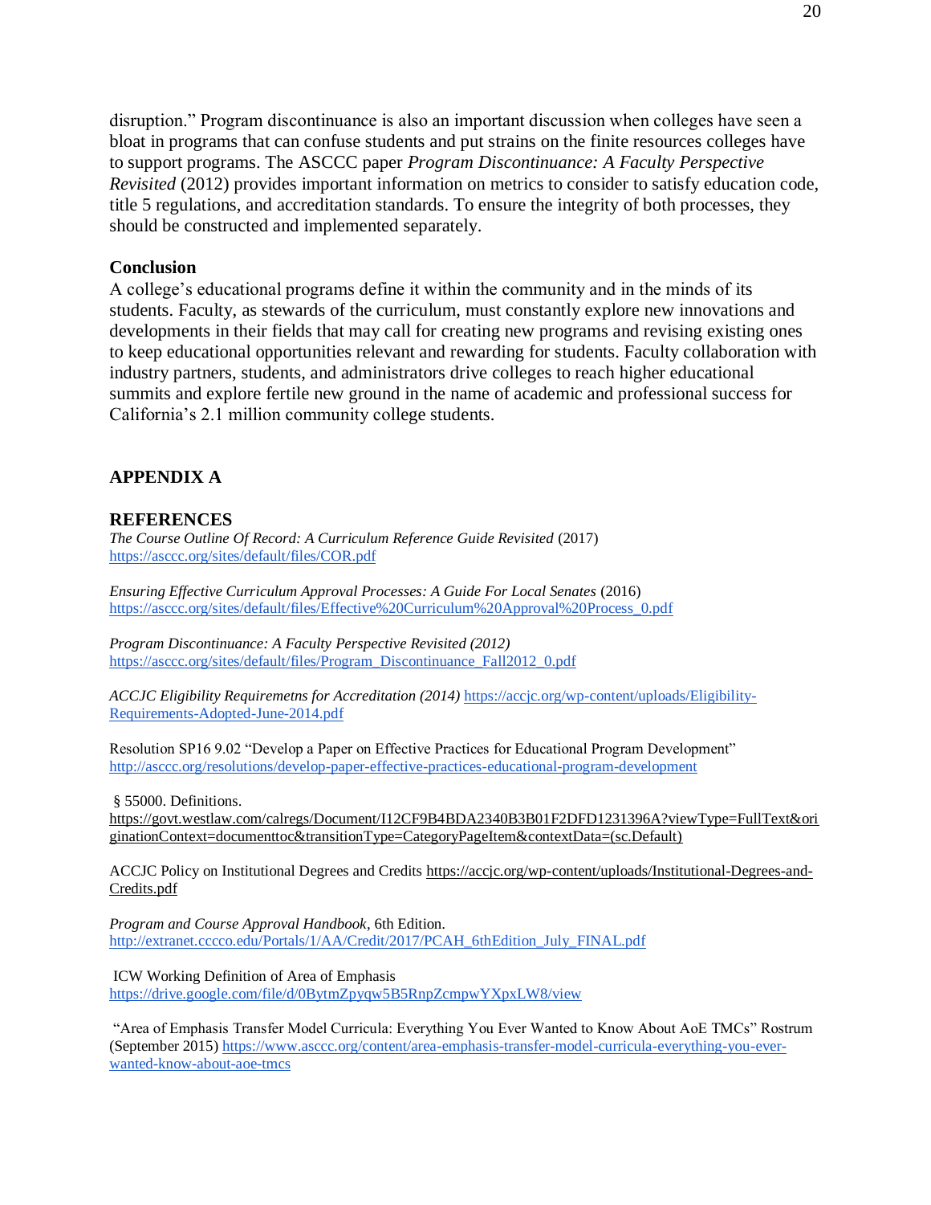disruption." Program discontinuance is also an important discussion when colleges have seen a bloat in programs that can confuse students and put strains on the finite resources colleges have to support programs. The ASCCC paper *Program Discontinuance: A Faculty Perspective Revisited* (2012) provides important information on metrics to consider to satisfy education code, title 5 regulations, and accreditation standards. To ensure the integrity of both processes, they should be constructed and implemented separately.

**Conclusion**

A college's educational programs define it within the community and in the minds of its students. Faculty, as stewards of the curriculum, must constantly explore new innovations and developments in their fields that may call for creating new programs and revising existing ones to keep educational opportunities relevant and rewarding for students. Faculty collaboration with industry partners, students, and administrators drive colleges to reach higher educational summits and explore fertile new ground in the name of academic and professional success for California's 2.1 million community college students.

## APPENDIX A

## REFERENCES

*The Course Outline Of Record: A Curriculum Reference Guide Revisited* (2017)
https://asccc.org/sites/default/files/COR.pdf

*Ensuring Effective Curriculum Approval Processes: A Guide For Local Senates* (2016)
https://asccc.org/sites/default/files/Effective%20Curriculum%20Approval%20Process_0.pdf

*Program Discontinuance: A Faculty Perspective Revisited (2012)*
https://asccc.org/sites/default/files/Program_Discontinuance_Fall2012_0.pdf

*ACCJC Eligibility Requiremetns for Accreditation (2014)* https://accjc.org/wp-content/uploads/Eligibility-Requirements-Adopted-June-2014.pdf

Resolution SP16 9.02 "Develop a Paper on Effective Practices for Educational Program Development"
http://asccc.org/resolutions/develop-paper-effective-practices-educational-program-development

§ 55000. Definitions.
https://govt.westlaw.com/calregs/Document/I12CF9B4BDA2340B3B01F2DFD1231396A?viewType=FullText&originationContext=documenttoc&transitionType=CategoryPageItem&contextData=(sc.Default)

ACCJC Policy on Institutional Degrees and Credits https://accjc.org/wp-content/uploads/Institutional-Degrees-and-Credits.pdf

*Program and Course Approval Handbook*, 6th Edition.
http://extranet.cccco.edu/Portals/1/AA/Credit/2017/PCAH_6thEdition_July_FINAL.pdf

ICW Working Definition of Area of Emphasis
https://drive.google.com/file/d/0BytmZpyqw5B5RnpZcmpwYXpxLW8/view

"Area of Emphasis Transfer Model Curricula: Everything You Ever Wanted to Know About AoE TMCs" Rostrum (September 2015) https://www.asccc.org/content/area-emphasis-transfer-model-curricula-everything-you-ever-wanted-know-about-aoe-tmcs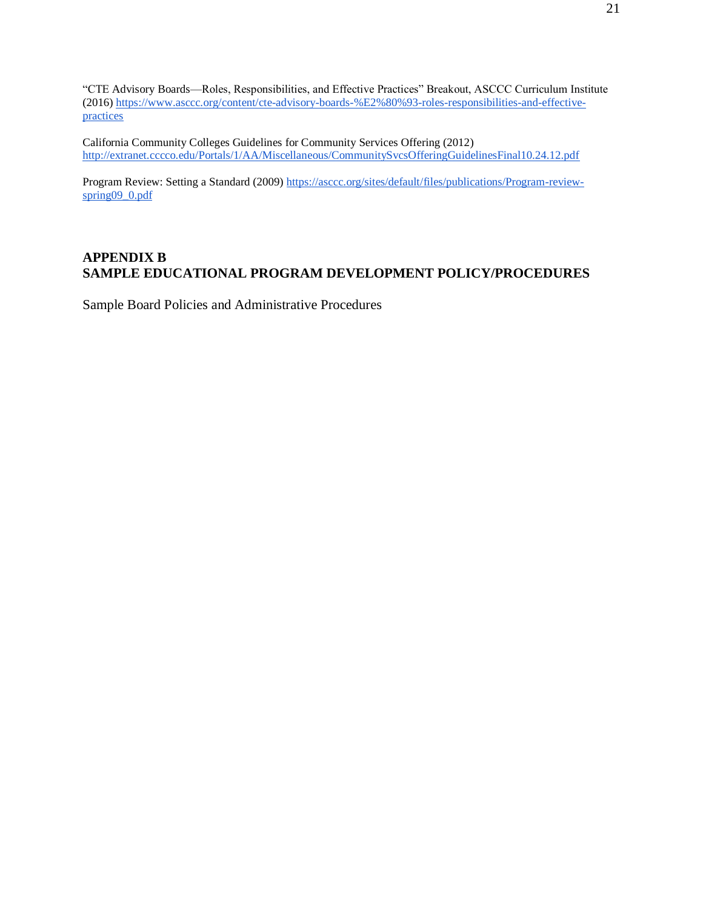"CTE Advisory Boards—Roles, Responsibilities, and Effective Practices" Breakout, ASCCC Curriculum Institute (2016) https://www.asccc.org/content/cte-advisory-boards-%E2%80%93-roles-responsibilities-and-effective-practices

California Community Colleges Guidelines for Community Services Offering (2012) http://extranet.cccco.edu/Portals/1/AA/Miscellaneous/CommunitySvcsOfferingGuidelinesFinal10.24.12.pdf

Program Review: Setting a Standard (2009) https://asccc.org/sites/default/files/publications/Program-review-spring09_0.pdf

## APPENDIX B
## SAMPLE EDUCATIONAL PROGRAM DEVELOPMENT POLICY/PROCEDURES

Sample Board Policies and Administrative Procedures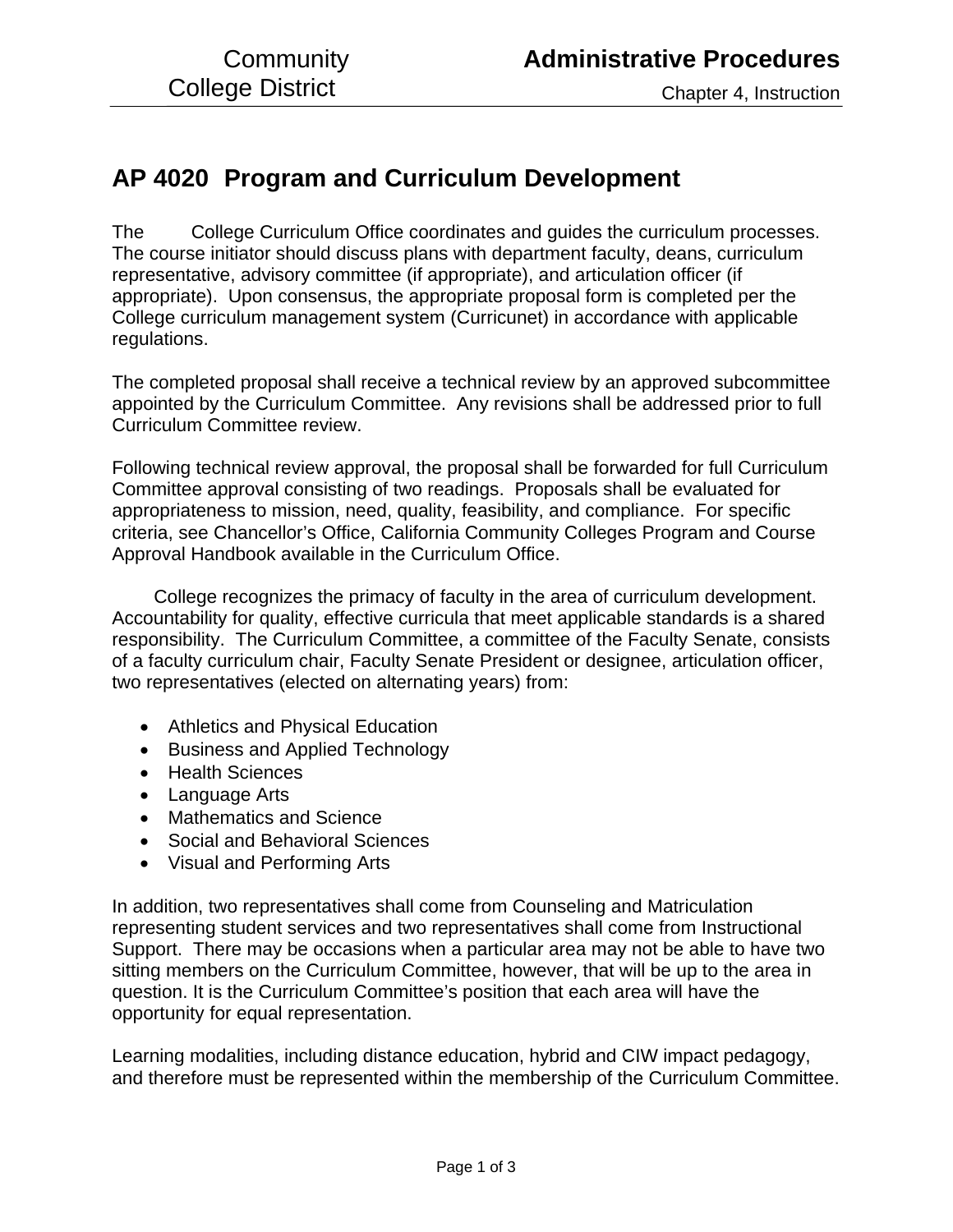# AP 4020 Program and Curriculum Development

The College Curriculum Office coordinates and guides the curriculum processes. The course initiator should discuss plans with department faculty, deans, curriculum representative, advisory committee (if appropriate), and articulation officer (if appropriate). Upon consensus, the appropriate proposal form is completed per the College curriculum management system (Curricunet) in accordance with applicable regulations.

The completed proposal shall receive a technical review by an approved subcommittee appointed by the Curriculum Committee. Any revisions shall be addressed prior to full Curriculum Committee review.

Following technical review approval, the proposal shall be forwarded for full Curriculum Committee approval consisting of two readings. Proposals shall be evaluated for appropriateness to mission, need, quality, feasibility, and compliance. For specific criteria, see Chancellor's Office, California Community Colleges Program and Course Approval Handbook available in the Curriculum Office.

College recognizes the primacy of faculty in the area of curriculum development. Accountability for quality, effective curricula that meet applicable standards is a shared responsibility. The Curriculum Committee, a committee of the Faculty Senate, consists of a faculty curriculum chair, Faculty Senate President or designee, articulation officer, two representatives (elected on alternating years) from:

- Athletics and Physical Education
- Business and Applied Technology
- Health Sciences
- Language Arts
- Mathematics and Science
- Social and Behavioral Sciences
- Visual and Performing Arts

In addition, two representatives shall come from Counseling and Matriculation representing student services and two representatives shall come from Instructional Support. There may be occasions when a particular area may not be able to have two sitting members on the Curriculum Committee, however, that will be up to the area in question. It is the Curriculum Committee's position that each area will have the opportunity for equal representation.

Learning modalities, including distance education, hybrid and CIW impact pedagogy, and therefore must be represented within the membership of the Curriculum Committee.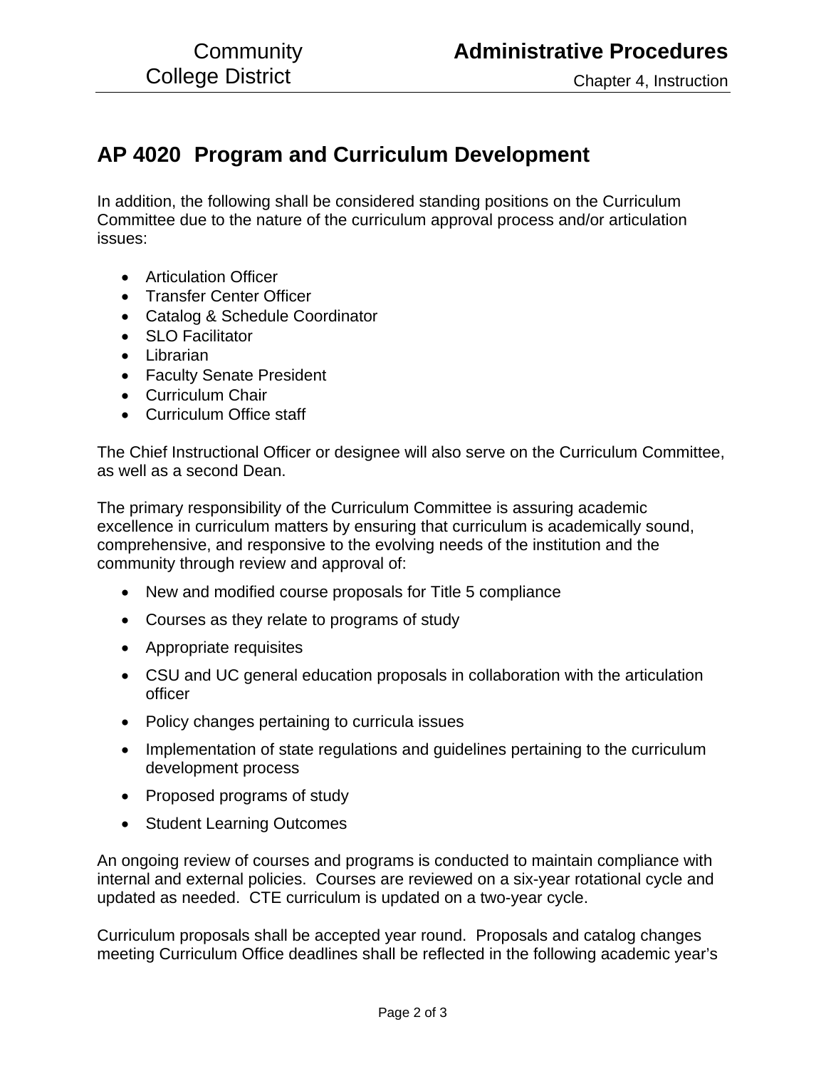## AP 4020 Program and Curriculum Development

In addition, the following shall be considered standing positions on the Curriculum Committee due to the nature of the curriculum approval process and/or articulation issues:

- Articulation Officer
- Transfer Center Officer
- Catalog & Schedule Coordinator
- SLO Facilitator
- Librarian
- Faculty Senate President
- Curriculum Chair
- Curriculum Office staff

The Chief Instructional Officer or designee will also serve on the Curriculum Committee, as well as a second Dean.

The primary responsibility of the Curriculum Committee is assuring academic excellence in curriculum matters by ensuring that curriculum is academically sound, comprehensive, and responsive to the evolving needs of the institution and the community through review and approval of:

- New and modified course proposals for Title 5 compliance
- Courses as they relate to programs of study
- Appropriate requisites
- CSU and UC general education proposals in collaboration with the articulation officer
- Policy changes pertaining to curricula issues
- Implementation of state regulations and guidelines pertaining to the curriculum development process
- Proposed programs of study
- Student Learning Outcomes

An ongoing review of courses and programs is conducted to maintain compliance with internal and external policies. Courses are reviewed on a six-year rotational cycle and updated as needed. CTE curriculum is updated on a two-year cycle.

Curriculum proposals shall be accepted year round. Proposals and catalog changes meeting Curriculum Office deadlines shall be reflected in the following academic year's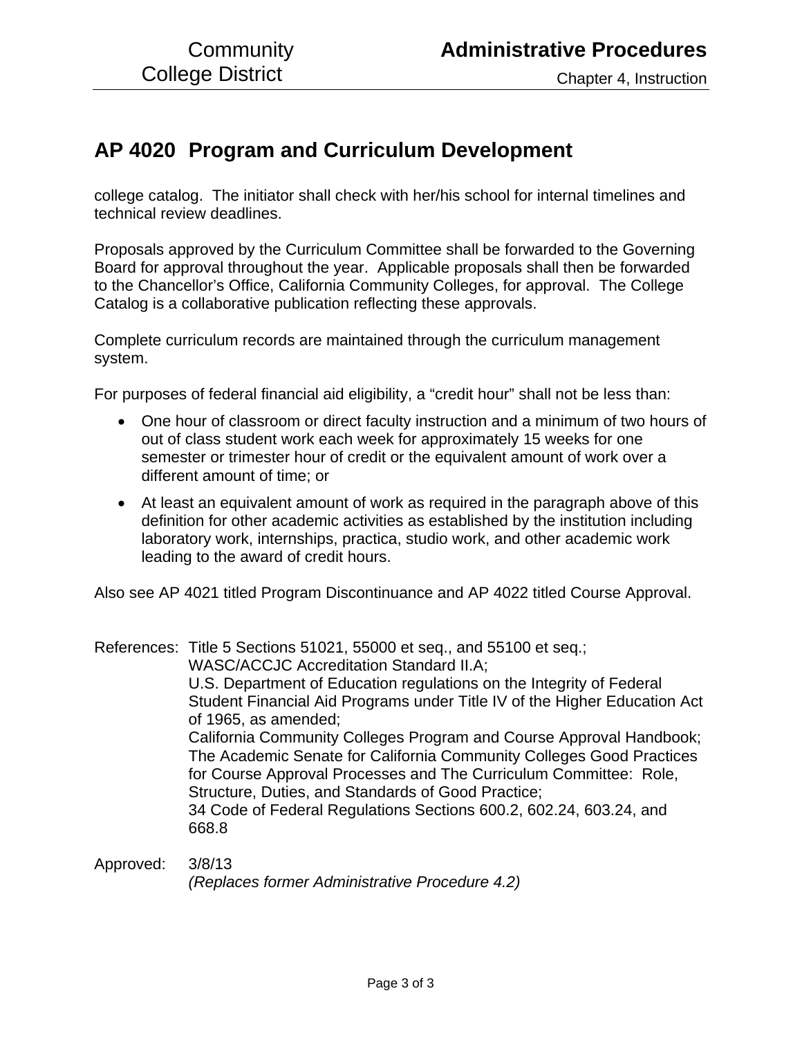# AP 4020 Program and Curriculum Development

college catalog. The initiator shall check with her/his school for internal timelines and technical review deadlines.

Proposals approved by the Curriculum Committee shall be forwarded to the Governing Board for approval throughout the year. Applicable proposals shall then be forwarded to the Chancellor's Office, California Community Colleges, for approval. The College Catalog is a collaborative publication reflecting these approvals.

Complete curriculum records are maintained through the curriculum management system.

For purposes of federal financial aid eligibility, a "credit hour" shall not be less than:

- One hour of classroom or direct faculty instruction and a minimum of two hours of out of class student work each week for approximately 15 weeks for one semester or trimester hour of credit or the equivalent amount of work over a different amount of time; or
- At least an equivalent amount of work as required in the paragraph above of this definition for other academic activities as established by the institution including laboratory work, internships, practica, studio work, and other academic work leading to the award of credit hours.

Also see AP 4021 titled Program Discontinuance and AP 4022 titled Course Approval.

References: Title 5 Sections 51021, 55000 et seq., and 55100 et seq.;
WASC/ACCJC Accreditation Standard II.A;
U.S. Department of Education regulations on the Integrity of Federal Student Financial Aid Programs under Title IV of the Higher Education Act of 1965, as amended;
California Community Colleges Program and Course Approval Handbook;
The Academic Senate for California Community Colleges Good Practices for Course Approval Processes and The Curriculum Committee: Role, Structure, Duties, and Standards of Good Practice;
34 Code of Federal Regulations Sections 600.2, 602.24, 603.24, and 668.8

Approved: 3/8/13
*(Replaces former Administrative Procedure 4.2)*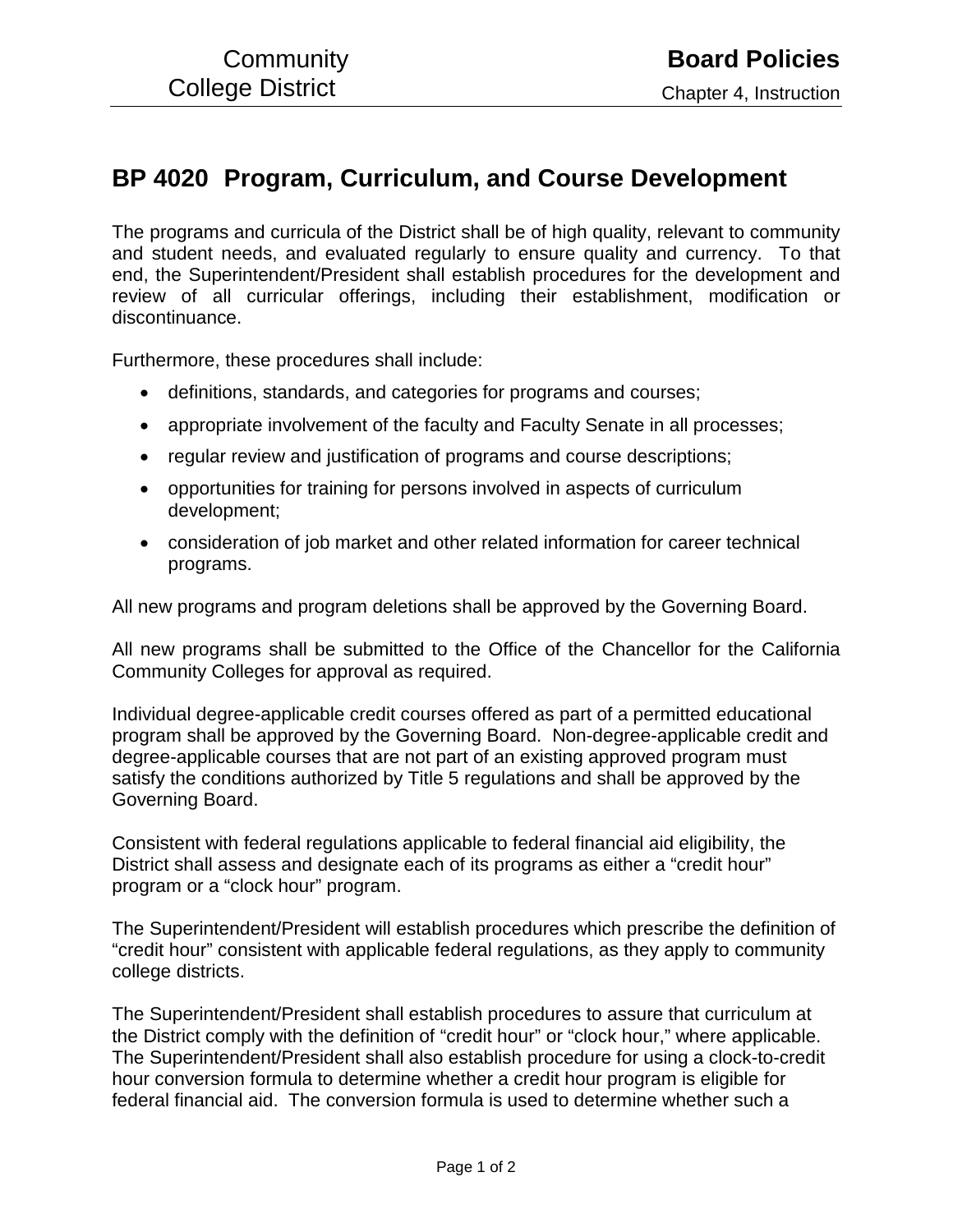# BP 4020 Program, Curriculum, and Course Development

The programs and curricula of the District shall be of high quality, relevant to community and student needs, and evaluated regularly to ensure quality and currency. To that end, the Superintendent/President shall establish procedures for the development and review of all curricular offerings, including their establishment, modification or discontinuance.

Furthermore, these procedures shall include:

- definitions, standards, and categories for programs and courses;
- appropriate involvement of the faculty and Faculty Senate in all processes;
- regular review and justification of programs and course descriptions;
- opportunities for training for persons involved in aspects of curriculum development;
- consideration of job market and other related information for career technical programs.

All new programs and program deletions shall be approved by the Governing Board.

All new programs shall be submitted to the Office of the Chancellor for the California Community Colleges for approval as required.

Individual degree-applicable credit courses offered as part of a permitted educational program shall be approved by the Governing Board. Non-degree-applicable credit and degree-applicable courses that are not part of an existing approved program must satisfy the conditions authorized by Title 5 regulations and shall be approved by the Governing Board.

Consistent with federal regulations applicable to federal financial aid eligibility, the District shall assess and designate each of its programs as either a "credit hour" program or a "clock hour" program.

The Superintendent/President will establish procedures which prescribe the definition of "credit hour" consistent with applicable federal regulations, as they apply to community college districts.

The Superintendent/President shall establish procedures to assure that curriculum at the District comply with the definition of "credit hour" or "clock hour," where applicable. The Superintendent/President shall also establish procedure for using a clock-to-credit hour conversion formula to determine whether a credit hour program is eligible for federal financial aid. The conversion formula is used to determine whether such a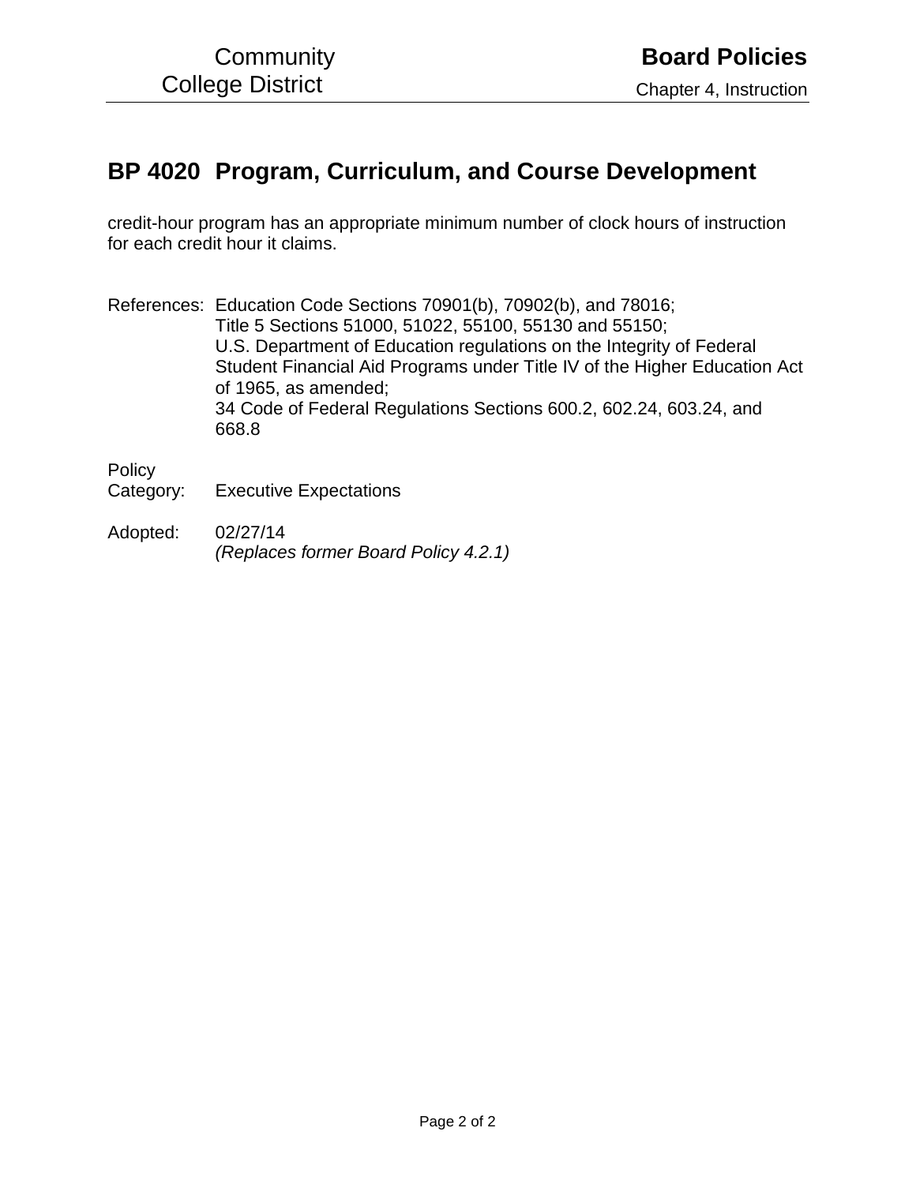# BP 4020 Program, Curriculum, and Course Development

credit-hour program has an appropriate minimum number of clock hours of instruction for each credit hour it claims.

References: Education Code Sections 70901(b), 70902(b), and 78016;
Title 5 Sections 51000, 51022, 55100, 55130 and 55150;
U.S. Department of Education regulations on the Integrity of Federal Student Financial Aid Programs under Title IV of the Higher Education Act of 1965, as amended;
34 Code of Federal Regulations Sections 600.2, 602.24, 603.24, and 668.8

Policy Category: Executive Expectations

Adopted: 02/27/14
*(Replaces former Board Policy 4.2.1)*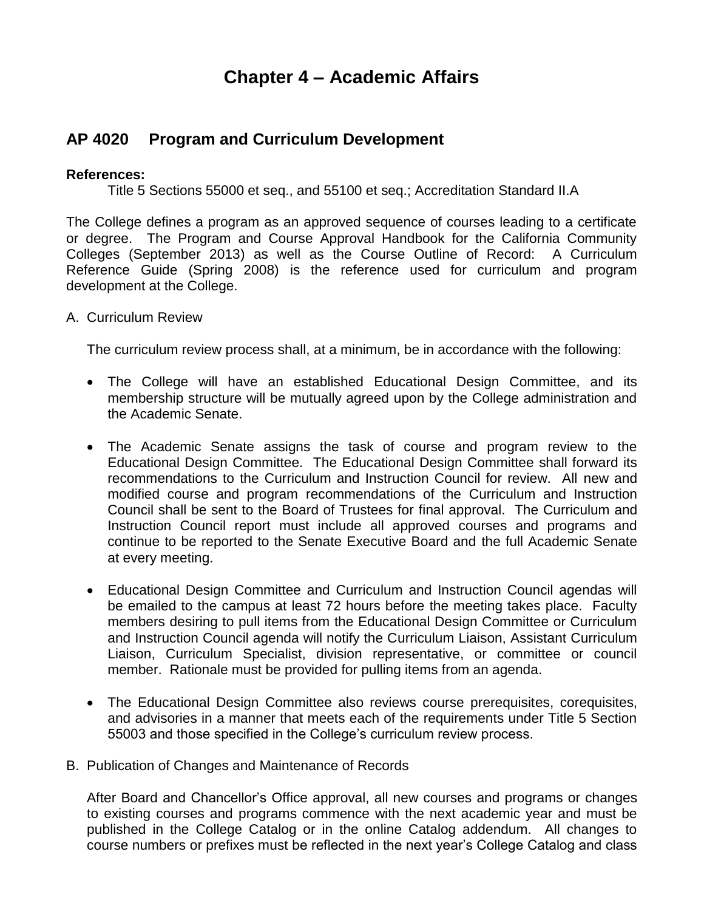# Chapter 4 – Academic Affairs

## AP 4020 Program and Curriculum Development

**References:**

Title 5 Sections 55000 et seq., and 55100 et seq.; Accreditation Standard II.A

The College defines a program as an approved sequence of courses leading to a certificate or degree. The Program and Course Approval Handbook for the California Community Colleges (September 2013) as well as the Course Outline of Record: A Curriculum Reference Guide (Spring 2008) is the reference used for curriculum and program development at the College.

A. Curriculum Review

The curriculum review process shall, at a minimum, be in accordance with the following:

- The College will have an established Educational Design Committee, and its membership structure will be mutually agreed upon by the College administration and the Academic Senate.

- The Academic Senate assigns the task of course and program review to the Educational Design Committee. The Educational Design Committee shall forward its recommendations to the Curriculum and Instruction Council for review. All new and modified course and program recommendations of the Curriculum and Instruction Council shall be sent to the Board of Trustees for final approval. The Curriculum and Instruction Council report must include all approved courses and programs and continue to be reported to the Senate Executive Board and the full Academic Senate at every meeting.

- Educational Design Committee and Curriculum and Instruction Council agendas will be emailed to the campus at least 72 hours before the meeting takes place. Faculty members desiring to pull items from the Educational Design Committee or Curriculum and Instruction Council agenda will notify the Curriculum Liaison, Assistant Curriculum Liaison, Curriculum Specialist, division representative, or committee or council member. Rationale must be provided for pulling items from an agenda.

- The Educational Design Committee also reviews course prerequisites, corequisites, and advisories in a manner that meets each of the requirements under Title 5 Section 55003 and those specified in the College's curriculum review process.

B. Publication of Changes and Maintenance of Records

After Board and Chancellor's Office approval, all new courses and programs or changes to existing courses and programs commence with the next academic year and must be published in the College Catalog or in the online Catalog addendum. All changes to course numbers or prefixes must be reflected in the next year's College Catalog and class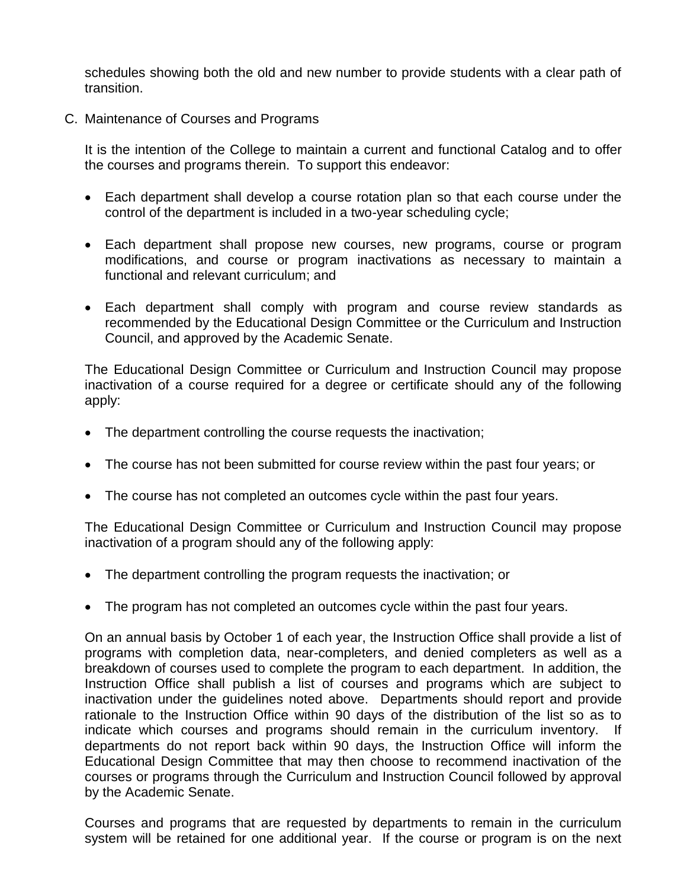schedules showing both the old and new number to provide students with a clear path of transition.

C. Maintenance of Courses and Programs

It is the intention of the College to maintain a current and functional Catalog and to offer the courses and programs therein. To support this endeavor:

- Each department shall develop a course rotation plan so that each course under the control of the department is included in a two-year scheduling cycle;
- Each department shall propose new courses, new programs, course or program modifications, and course or program inactivations as necessary to maintain a functional and relevant curriculum; and
- Each department shall comply with program and course review standards as recommended by the Educational Design Committee or the Curriculum and Instruction Council, and approved by the Academic Senate.

The Educational Design Committee or Curriculum and Instruction Council may propose inactivation of a course required for a degree or certificate should any of the following apply:

- The department controlling the course requests the inactivation;
- The course has not been submitted for course review within the past four years; or
- The course has not completed an outcomes cycle within the past four years.

The Educational Design Committee or Curriculum and Instruction Council may propose inactivation of a program should any of the following apply:

- The department controlling the program requests the inactivation; or
- The program has not completed an outcomes cycle within the past four years.

On an annual basis by October 1 of each year, the Instruction Office shall provide a list of programs with completion data, near-completers, and denied completers as well as a breakdown of courses used to complete the program to each department. In addition, the Instruction Office shall publish a list of courses and programs which are subject to inactivation under the guidelines noted above. Departments should report and provide rationale to the Instruction Office within 90 days of the distribution of the list so as to indicate which courses and programs should remain in the curriculum inventory. If departments do not report back within 90 days, the Instruction Office will inform the Educational Design Committee that may then choose to recommend inactivation of the courses or programs through the Curriculum and Instruction Council followed by approval by the Academic Senate.

Courses and programs that are requested by departments to remain in the curriculum system will be retained for one additional year. If the course or program is on the next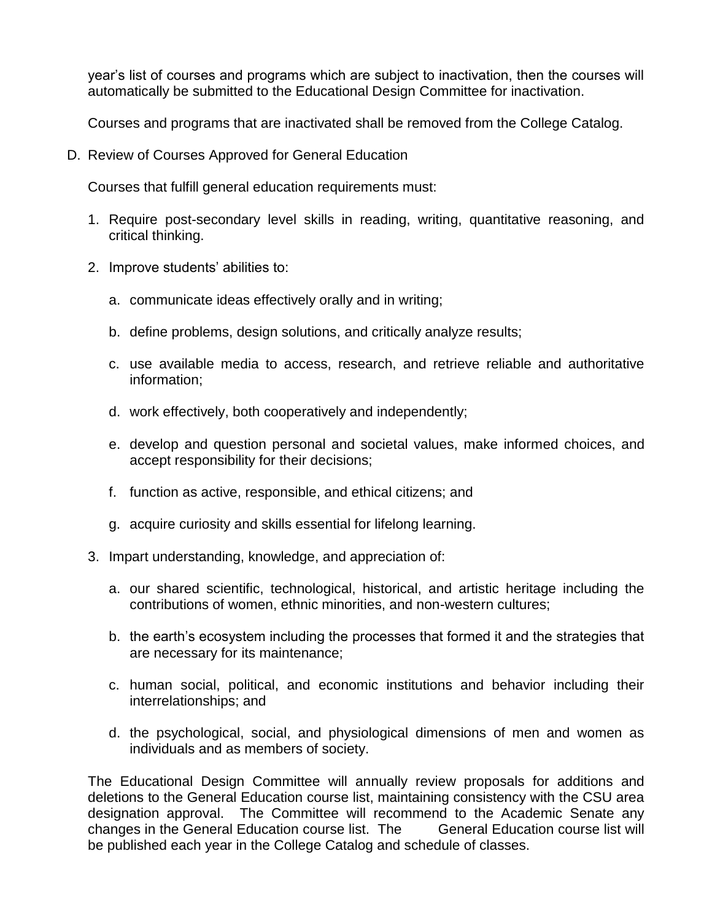year's list of courses and programs which are subject to inactivation, then the courses will automatically be submitted to the Educational Design Committee for inactivation.

Courses and programs that are inactivated shall be removed from the College Catalog.

D. Review of Courses Approved for General Education

Courses that fulfill general education requirements must:

1. Require post-secondary level skills in reading, writing, quantitative reasoning, and critical thinking.

2. Improve students' abilities to:

   a. communicate ideas effectively orally and in writing;

   b. define problems, design solutions, and critically analyze results;

   c. use available media to access, research, and retrieve reliable and authoritative information;

   d. work effectively, both cooperatively and independently;

   e. develop and question personal and societal values, make informed choices, and accept responsibility for their decisions;

   f. function as active, responsible, and ethical citizens; and

   g. acquire curiosity and skills essential for lifelong learning.

3. Impart understanding, knowledge, and appreciation of:

   a. our shared scientific, technological, historical, and artistic heritage including the contributions of women, ethnic minorities, and non-western cultures;

   b. the earth's ecosystem including the processes that formed it and the strategies that are necessary for its maintenance;

   c. human social, political, and economic institutions and behavior including their interrelationships; and

   d. the psychological, social, and physiological dimensions of men and women as individuals and as members of society.

The Educational Design Committee will annually review proposals for additions and deletions to the General Education course list, maintaining consistency with the CSU area designation approval. The Committee will recommend to the Academic Senate any changes in the General Education course list. The General Education course list will be published each year in the College Catalog and schedule of classes.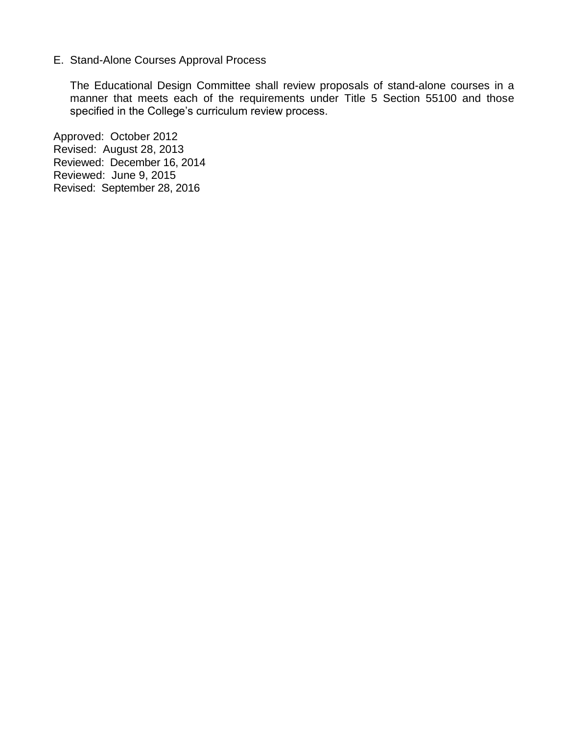E. Stand-Alone Courses Approval Process

The Educational Design Committee shall review proposals of stand-alone courses in a manner that meets each of the requirements under Title 5 Section 55100 and those specified in the College's curriculum review process.

Approved: October 2012
Revised: August 28, 2013
Reviewed: December 16, 2014
Reviewed: June 9, 2015
Revised: September 28, 2016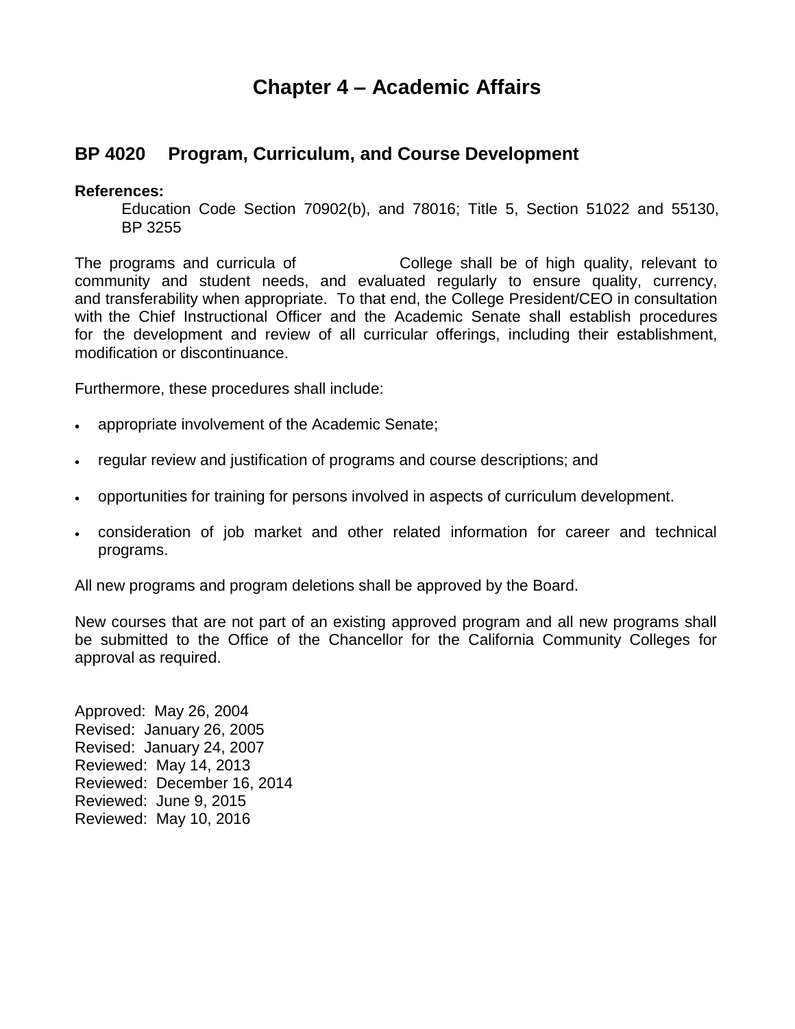# Chapter 4 – Academic Affairs

## BP 4020 Program, Curriculum, and Course Development

**References:**

Education Code Section 70902(b), and 78016; Title 5, Section 51022 and 55130, BP 3255

The programs and curricula of College shall be of high quality, relevant to community and student needs, and evaluated regularly to ensure quality, currency, and transferability when appropriate. To that end, the College President/CEO in consultation with the Chief Instructional Officer and the Academic Senate shall establish procedures for the development and review of all curricular offerings, including their establishment, modification or discontinuance.

Furthermore, these procedures shall include:

- appropriate involvement of the Academic Senate;
- regular review and justification of programs and course descriptions; and
- opportunities for training for persons involved in aspects of curriculum development.
- consideration of job market and other related information for career and technical programs.

All new programs and program deletions shall be approved by the Board.

New courses that are not part of an existing approved program and all new programs shall be submitted to the Office of the Chancellor for the California Community Colleges for approval as required.

Approved: May 26, 2004
Revised: January 26, 2005
Revised: January 24, 2007
Reviewed: May 14, 2013
Reviewed: December 16, 2014
Reviewed: June 9, 2015
Reviewed: May 10, 2016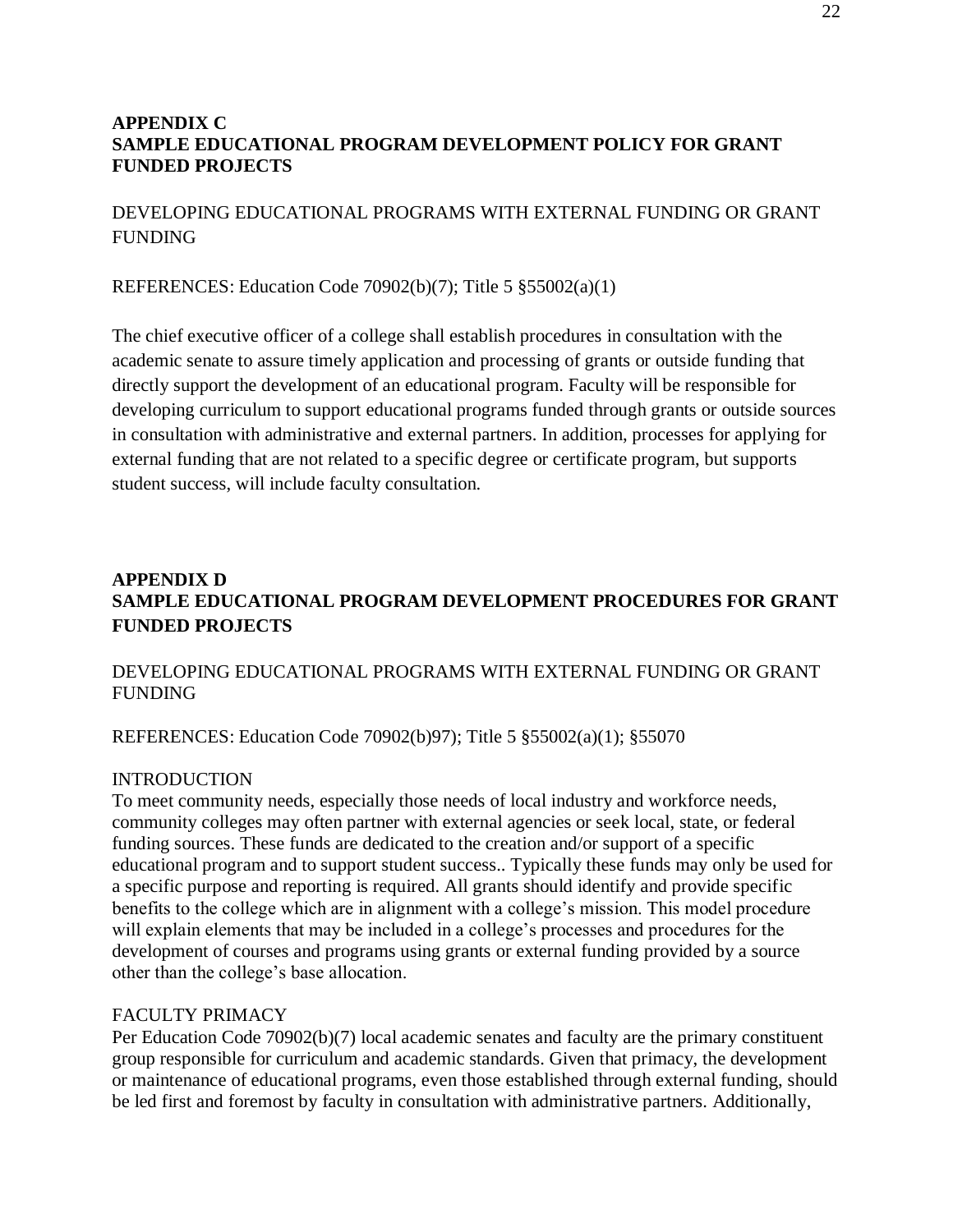## APPENDIX C
## SAMPLE EDUCATIONAL PROGRAM DEVELOPMENT POLICY FOR GRANT FUNDED PROJECTS

DEVELOPING EDUCATIONAL PROGRAMS WITH EXTERNAL FUNDING OR GRANT FUNDING

REFERENCES: Education Code 70902(b)(7); Title 5 §55002(a)(1)

The chief executive officer of a college shall establish procedures in consultation with the academic senate to assure timely application and processing of grants or outside funding that directly support the development of an educational program. Faculty will be responsible for developing curriculum to support educational programs funded through grants or outside sources in consultation with administrative and external partners. In addition, processes for applying for external funding that are not related to a specific degree or certificate program, but supports student success, will include faculty consultation.

## APPENDIX D
## SAMPLE EDUCATIONAL PROGRAM DEVELOPMENT PROCEDURES FOR GRANT FUNDED PROJECTS

DEVELOPING EDUCATIONAL PROGRAMS WITH EXTERNAL FUNDING OR GRANT FUNDING

REFERENCES: Education Code 70902(b)97); Title 5 §55002(a)(1); §55070

INTRODUCTION

To meet community needs, especially those needs of local industry and workforce needs, community colleges may often partner with external agencies or seek local, state, or federal funding sources. These funds are dedicated to the creation and/or support of a specific educational program and to support student success.. Typically these funds may only be used for a specific purpose and reporting is required. All grants should identify and provide specific benefits to the college which are in alignment with a college's mission. This model procedure will explain elements that may be included in a college's processes and procedures for the development of courses and programs using grants or external funding provided by a source other than the college's base allocation.

FACULTY PRIMACY

Per Education Code 70902(b)(7) local academic senates and faculty are the primary constituent group responsible for curriculum and academic standards. Given that primacy, the development or maintenance of educational programs, even those established through external funding, should be led first and foremost by faculty in consultation with administrative partners. Additionally,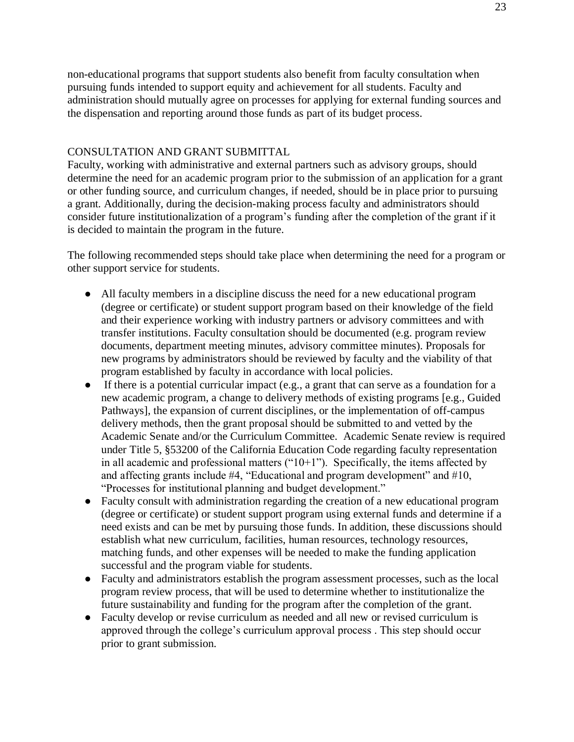non-educational programs that support students also benefit from faculty consultation when pursuing funds intended to support equity and achievement for all students. Faculty and administration should mutually agree on processes for applying for external funding sources and the dispensation and reporting around those funds as part of its budget process.

## CONSULTATION AND GRANT SUBMITTAL

Faculty, working with administrative and external partners such as advisory groups, should determine the need for an academic program prior to the submission of an application for a grant or other funding source, and curriculum changes, if needed, should be in place prior to pursuing a grant. Additionally, during the decision-making process faculty and administrators should consider future institutionalization of a program's funding after the completion of the grant if it is decided to maintain the program in the future.

The following recommended steps should take place when determining the need for a program or other support service for students.

- All faculty members in a discipline discuss the need for a new educational program (degree or certificate) or student support program based on their knowledge of the field and their experience working with industry partners or advisory committees and with transfer institutions. Faculty consultation should be documented (e.g. program review documents, department meeting minutes, advisory committee minutes). Proposals for new programs by administrators should be reviewed by faculty and the viability of that program established by faculty in accordance with local policies.
- If there is a potential curricular impact (e.g., a grant that can serve as a foundation for a new academic program, a change to delivery methods of existing programs [e.g., Guided Pathways], the expansion of current disciplines, or the implementation of off-campus delivery methods, then the grant proposal should be submitted to and vetted by the Academic Senate and/or the Curriculum Committee. Academic Senate review is required under Title 5, §53200 of the California Education Code regarding faculty representation in all academic and professional matters ("10+1"). Specifically, the items affected by and affecting grants include #4, "Educational and program development" and #10, "Processes for institutional planning and budget development."
- Faculty consult with administration regarding the creation of a new educational program (degree or certificate) or student support program using external funds and determine if a need exists and can be met by pursuing those funds. In addition, these discussions should establish what new curriculum, facilities, human resources, technology resources, matching funds, and other expenses will be needed to make the funding application successful and the program viable for students.
- Faculty and administrators establish the program assessment processes, such as the local program review process, that will be used to determine whether to institutionalize the future sustainability and funding for the program after the completion of the grant.
- Faculty develop or revise curriculum as needed and all new or revised curriculum is approved through the college's curriculum approval process . This step should occur prior to grant submission.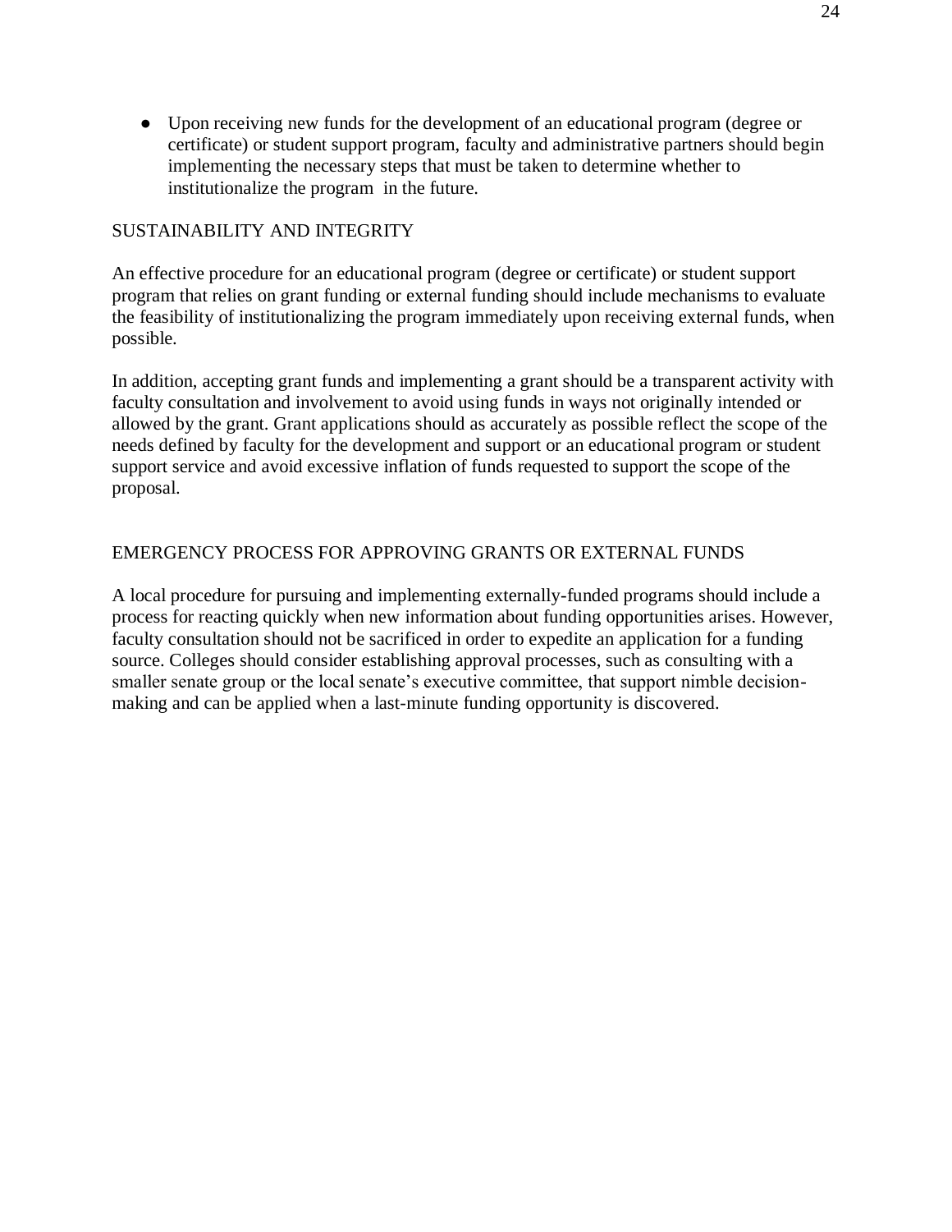- Upon receiving new funds for the development of an educational program (degree or certificate) or student support program, faculty and administrative partners should begin implementing the necessary steps that must be taken to determine whether to institutionalize the program in the future.

## SUSTAINABILITY AND INTEGRITY

An effective procedure for an educational program (degree or certificate) or student support program that relies on grant funding or external funding should include mechanisms to evaluate the feasibility of institutionalizing the program immediately upon receiving external funds, when possible.

In addition, accepting grant funds and implementing a grant should be a transparent activity with faculty consultation and involvement to avoid using funds in ways not originally intended or allowed by the grant. Grant applications should as accurately as possible reflect the scope of the needs defined by faculty for the development and support or an educational program or student support service and avoid excessive inflation of funds requested to support the scope of the proposal.

## EMERGENCY PROCESS FOR APPROVING GRANTS OR EXTERNAL FUNDS

A local procedure for pursuing and implementing externally-funded programs should include a process for reacting quickly when new information about funding opportunities arises. However, faculty consultation should not be sacrificed in order to expedite an application for a funding source. Colleges should consider establishing approval processes, such as consulting with a smaller senate group or the local senate's executive committee, that support nimble decision-making and can be applied when a last-minute funding opportunity is discovered.